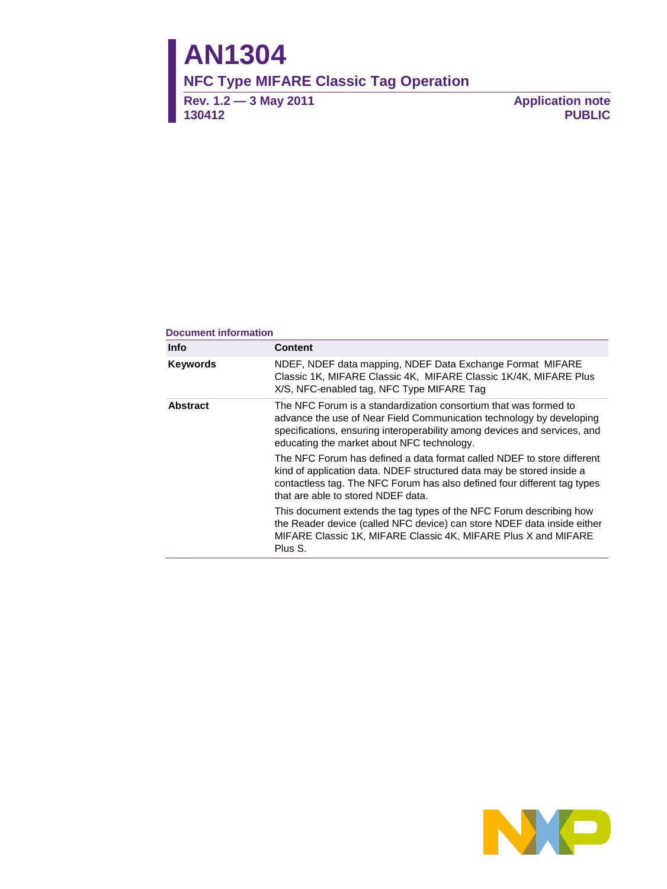# AN1304

## NFC Type MIFARE Classic Tag Operation

**Rev. 1.2 — 3 May 2011**
**130412**

**Application note**
**PUBLIC**

**Document information**

| Info | Content |
|---|---|
| **Keywords** | NDEF, NDEF data mapping, NDEF Data Exchange Format MIFARE Classic 1K, MIFARE Classic 4K, MIFARE Classic 1K/4K, MIFARE Plus X/S, NFC-enabled tag, NFC Type MIFARE Tag |
| **Abstract** | The NFC Forum is a standardization consortium that was formed to advance the use of Near Field Communication technology by developing specifications, ensuring interoperability among devices and services, and educating the market about NFC technology.<br><br>The NFC Forum has defined a data format called NDEF to store different kind of application data. NDEF structured data may be stored inside a contactless tag. The NFC Forum has also defined four different tag types that are able to stored NDEF data.<br><br>This document extends the tag types of the NFC Forum describing how the Reader device (called NFC device) can store NDEF data inside either MIFARE Classic 1K, MIFARE Classic 4K, MIFARE Plus X and MIFARE Plus S. |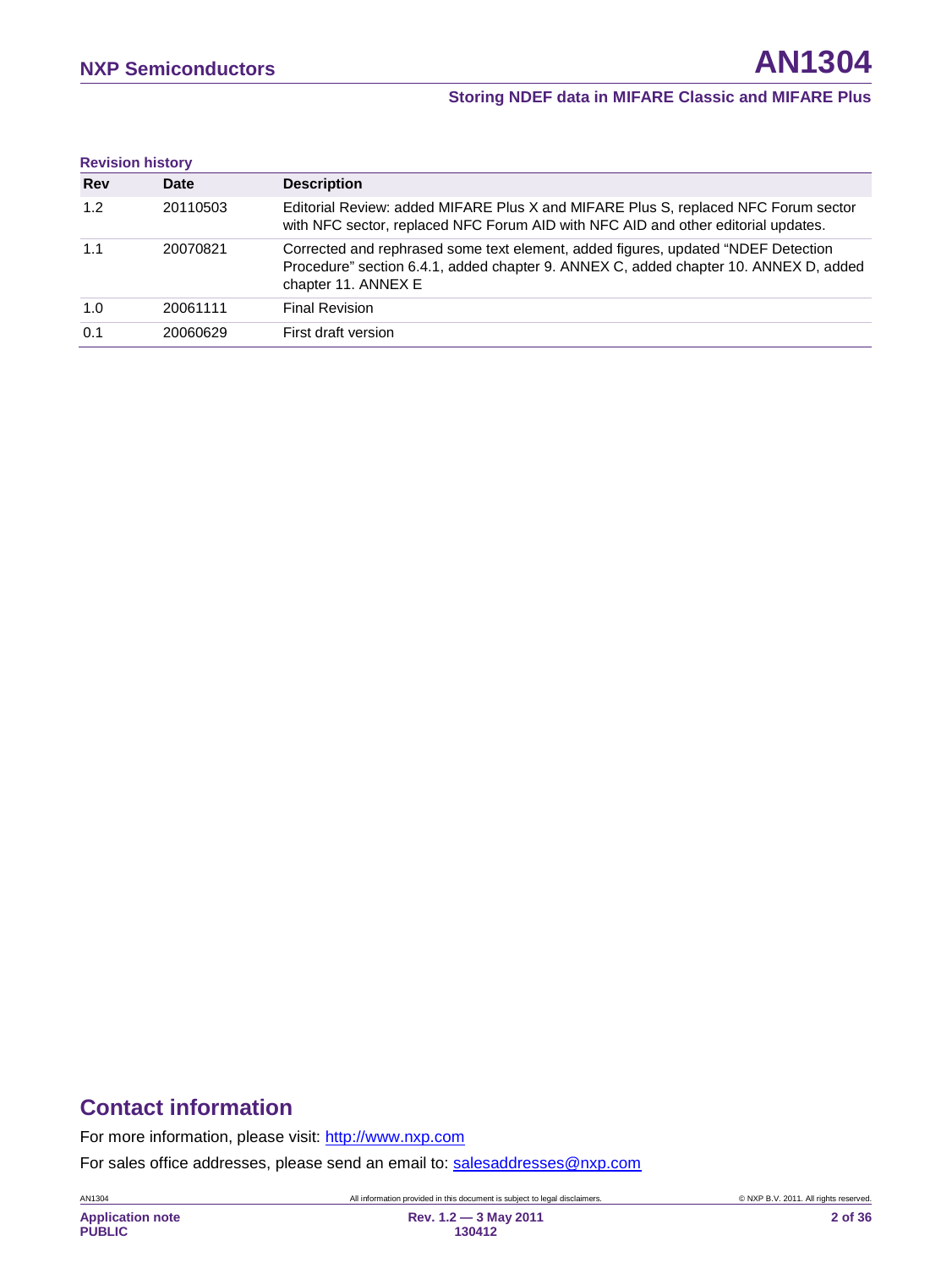**Revision history**

| Rev | Date | Description |
|---|---|---|
| 1.2 | 20110503 | Editorial Review: added MIFARE Plus X and MIFARE Plus S, replaced NFC Forum sector with NFC sector, replaced NFC Forum AID with NFC AID and other editorial updates. |
| 1.1 | 20070821 | Corrected and rephrased some text element, added figures, updated "NDEF Detection Procedure" section 6.4.1, added chapter 9. ANNEX C, added chapter 10. ANNEX D, added chapter 11. ANNEX E |
| 1.0 | 20061111 | Final Revision |
| 0.1 | 20060629 | First draft version |

## Contact information

For more information, please visit: http://www.nxp.com

For sales office addresses, please send an email to: salesaddresses@nxp.com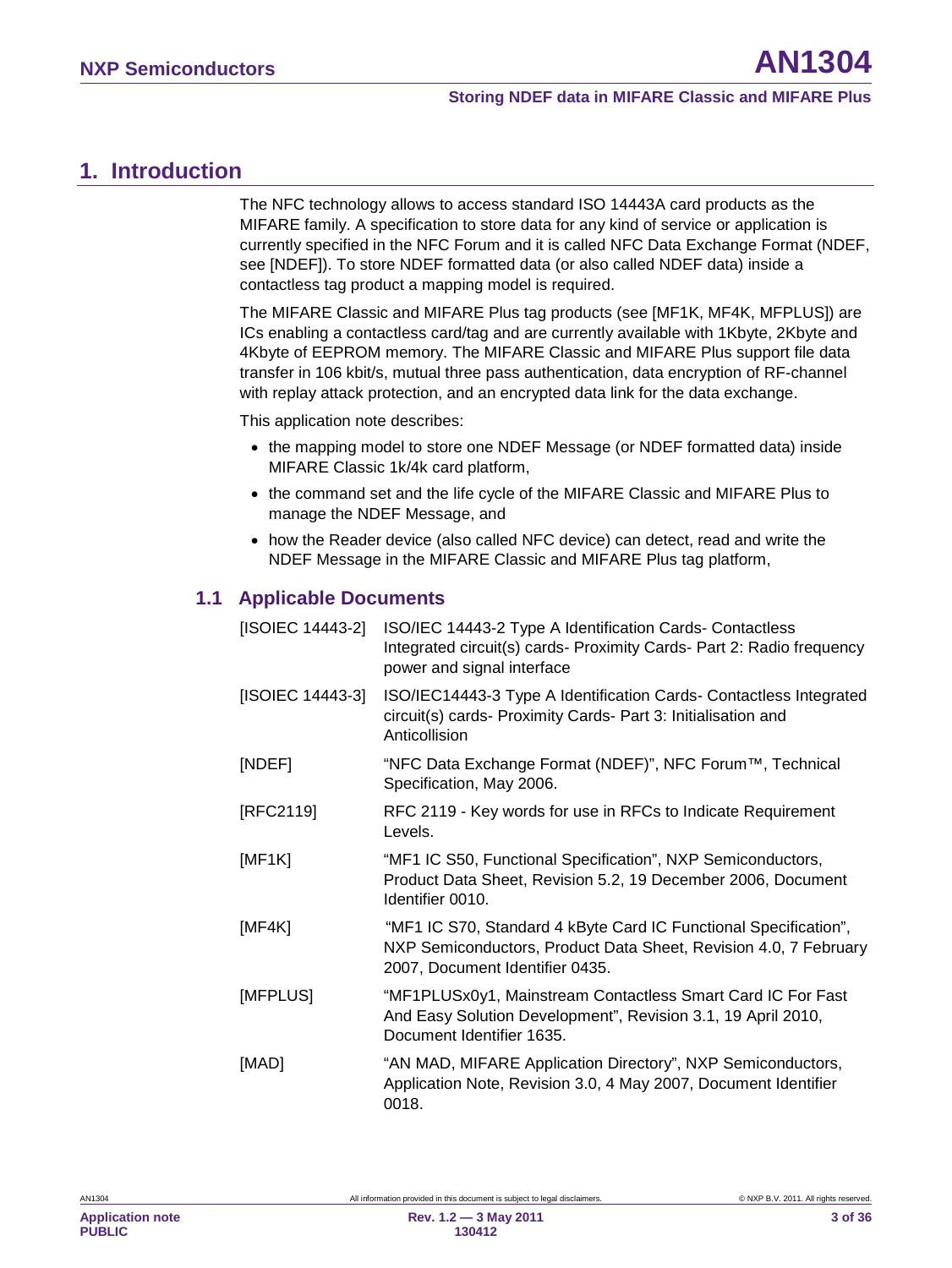# 1. Introduction

The NFC technology allows to access standard ISO 14443A card products as the MIFARE family. A specification to store data for any kind of service or application is currently specified in the NFC Forum and it is called NFC Data Exchange Format (NDEF, see [NDEF]). To store NDEF formatted data (or also called NDEF data) inside a contactless tag product a mapping model is required.

The MIFARE Classic and MIFARE Plus tag products (see [MF1K, MF4K, MFPLUS]) are ICs enabling a contactless card/tag and are currently available with 1Kbyte, 2Kbyte and 4Kbyte of EEPROM memory. The MIFARE Classic and MIFARE Plus support file data transfer in 106 kbit/s, mutual three pass authentication, data encryption of RF-channel with replay attack protection, and an encrypted data link for the data exchange.

This application note describes:

- the mapping model to store one NDEF Message (or NDEF formatted data) inside MIFARE Classic 1k/4k card platform,
- the command set and the life cycle of the MIFARE Classic and MIFARE Plus to manage the NDEF Message, and
- how the Reader device (also called NFC device) can detect, read and write the NDEF Message in the MIFARE Classic and MIFARE Plus tag platform,

## 1.1 Applicable Documents

| | |
|---|---|
| [ISOIEC 14443-2] | ISO/IEC 14443-2 Type A Identification Cards- Contactless Integrated circuit(s) cards- Proximity Cards- Part 2: Radio frequency power and signal interface |
| [ISOIEC 14443-3] | ISO/IEC14443-3 Type A Identification Cards- Contactless Integrated circuit(s) cards- Proximity Cards- Part 3: Initialisation and Anticollision |
| [NDEF] | "NFC Data Exchange Format (NDEF)", NFC Forum™, Technical Specification, May 2006. |
| [RFC2119] | RFC 2119 - Key words for use in RFCs to Indicate Requirement Levels. |
| [MF1K] | "MF1 IC S50, Functional Specification", NXP Semiconductors, Product Data Sheet, Revision 5.2, 19 December 2006, Document Identifier 0010. |
| [MF4K] | "MF1 IC S70, Standard 4 kByte Card IC Functional Specification", NXP Semiconductors, Product Data Sheet, Revision 4.0, 7 February 2007, Document Identifier 0435. |
| [MFPLUS] | "MF1PLUSx0y1, Mainstream Contactless Smart Card IC For Fast And Easy Solution Development", Revision 3.1, 19 April 2010, Document Identifier 1635. |
| [MAD] | "AN MAD, MIFARE Application Directory", NXP Semiconductors, Application Note, Revision 3.0, 4 May 2007, Document Identifier 0018. |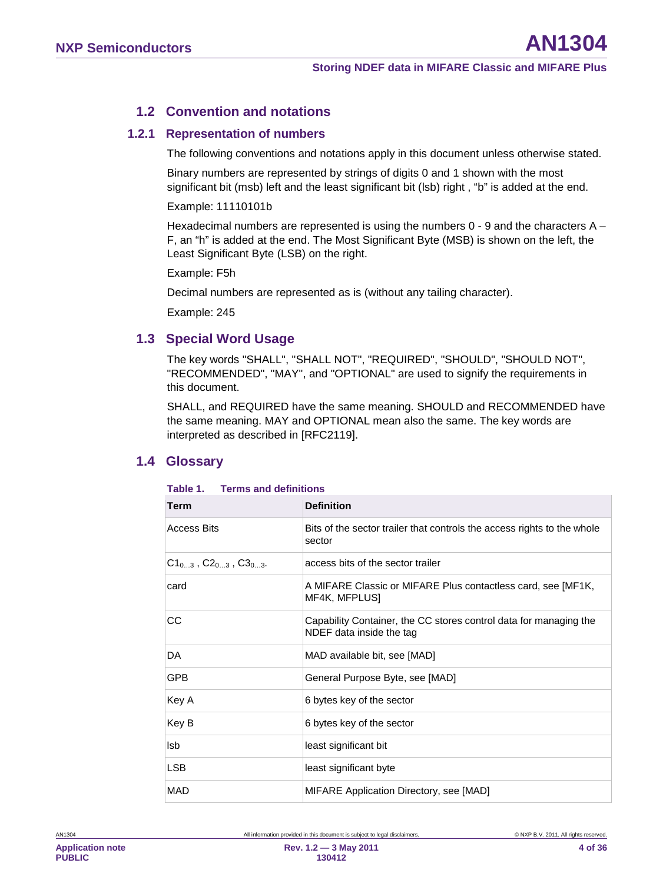## 1.2 Convention and notations

### 1.2.1 Representation of numbers

The following conventions and notations apply in this document unless otherwise stated.

Binary numbers are represented by strings of digits 0 and 1 shown with the most significant bit (msb) left and the least significant bit (lsb) right , "b" is added at the end.

Example: 11110101b

Hexadecimal numbers are represented is using the numbers 0 - 9 and the characters A – F, an "h" is added at the end. The Most Significant Byte (MSB) is shown on the left, the Least Significant Byte (LSB) on the right.

Example: F5h

Decimal numbers are represented as is (without any tailing character).

Example: 245

## 1.3 Special Word Usage

The key words "SHALL", "SHALL NOT", "REQUIRED", "SHOULD", "SHOULD NOT", "RECOMMENDED", "MAY", and "OPTIONAL" are used to signify the requirements in this document.

SHALL, and REQUIRED have the same meaning. SHOULD and RECOMMENDED have the same meaning. MAY and OPTIONAL mean also the same. The key words are interpreted as described in [RFC2119].

## 1.4 Glossary

**Table 1. Terms and definitions**

| Term | Definition |
|---|---|
| Access Bits | Bits of the sector trailer that controls the access rights to the whole sector |
| $C1_{0...3}$ , $C2_{0...3}$ , $C3_{0...3}$. | access bits of the sector trailer |
| card | A MIFARE Classic or MIFARE Plus contactless card, see [MF1K, MF4K, MFPLUS] |
| CC | Capability Container, the CC stores control data for managing the NDEF data inside the tag |
| DA | MAD available bit, see [MAD] |
| GPB | General Purpose Byte, see [MAD] |
| Key A | 6 bytes key of the sector |
| Key B | 6 bytes key of the sector |
| lsb | least significant bit |
| LSB | least significant byte |
| MAD | MIFARE Application Directory, see [MAD] |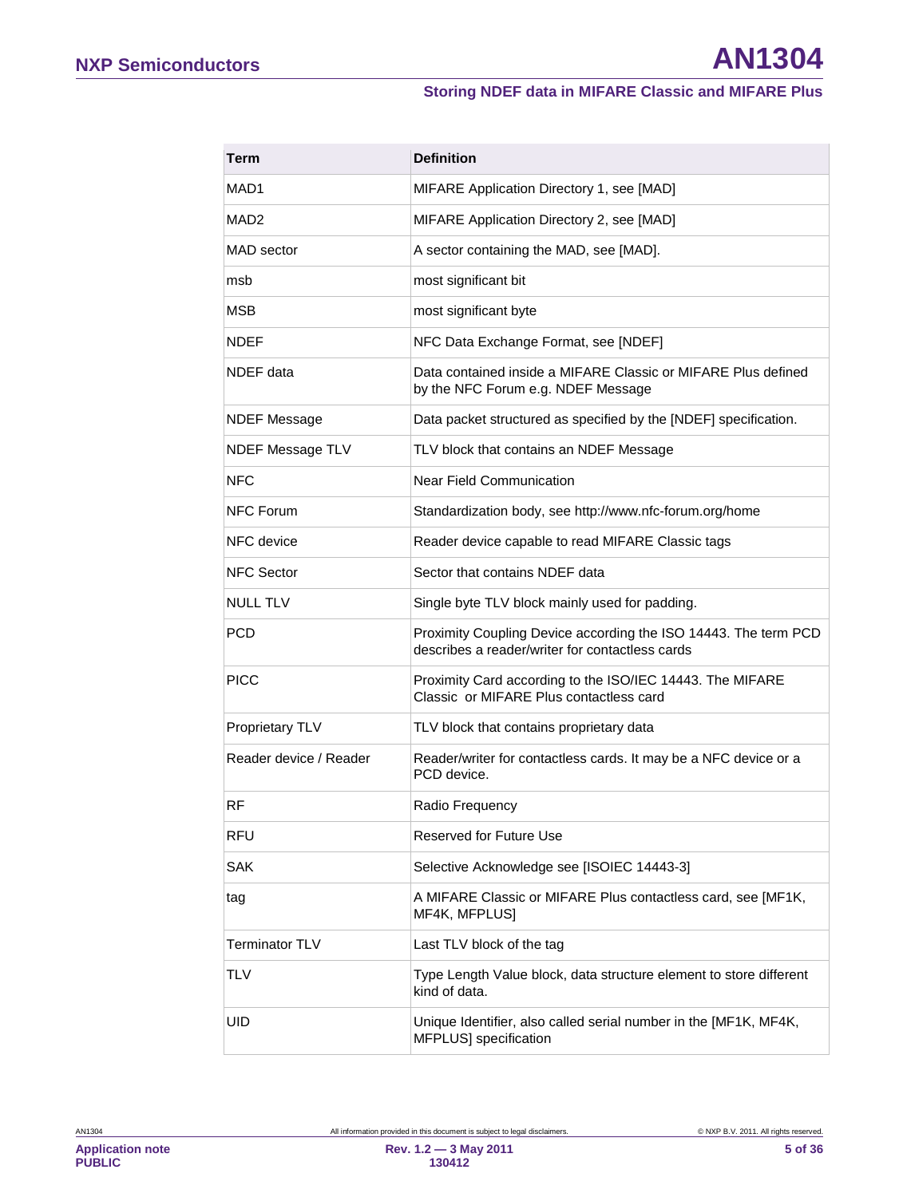| Term | Definition |
|---|---|
| MAD1 | MIFARE Application Directory 1, see [MAD] |
| MAD2 | MIFARE Application Directory 2, see [MAD] |
| MAD sector | A sector containing the MAD, see [MAD]. |
| msb | most significant bit |
| MSB | most significant byte |
| NDEF | NFC Data Exchange Format, see [NDEF] |
| NDEF data | Data contained inside a MIFARE Classic or MIFARE Plus defined by the NFC Forum e.g. NDEF Message |
| NDEF Message | Data packet structured as specified by the [NDEF] specification. |
| NDEF Message TLV | TLV block that contains an NDEF Message |
| NFC | Near Field Communication |
| NFC Forum | Standardization body, see http://www.nfc-forum.org/home |
| NFC device | Reader device capable to read MIFARE Classic tags |
| NFC Sector | Sector that contains NDEF data |
| NULL TLV | Single byte TLV block mainly used for padding. |
| PCD | Proximity Coupling Device according the ISO 14443. The term PCD describes a reader/writer for contactless cards |
| PICC | Proximity Card according to the ISO/IEC 14443. The MIFARE Classic or MIFARE Plus contactless card |
| Proprietary TLV | TLV block that contains proprietary data |
| Reader device / Reader | Reader/writer for contactless cards. It may be a NFC device or a PCD device. |
| RF | Radio Frequency |
| RFU | Reserved for Future Use |
| SAK | Selective Acknowledge see [ISOIEC 14443-3] |
| tag | A MIFARE Classic or MIFARE Plus contactless card, see [MF1K, MF4K, MFPLUS] |
| Terminator TLV | Last TLV block of the tag |
| TLV | Type Length Value block, data structure element to store different kind of data. |
| UID | Unique Identifier, also called serial number in the [MF1K, MF4K, MFPLUS] specification |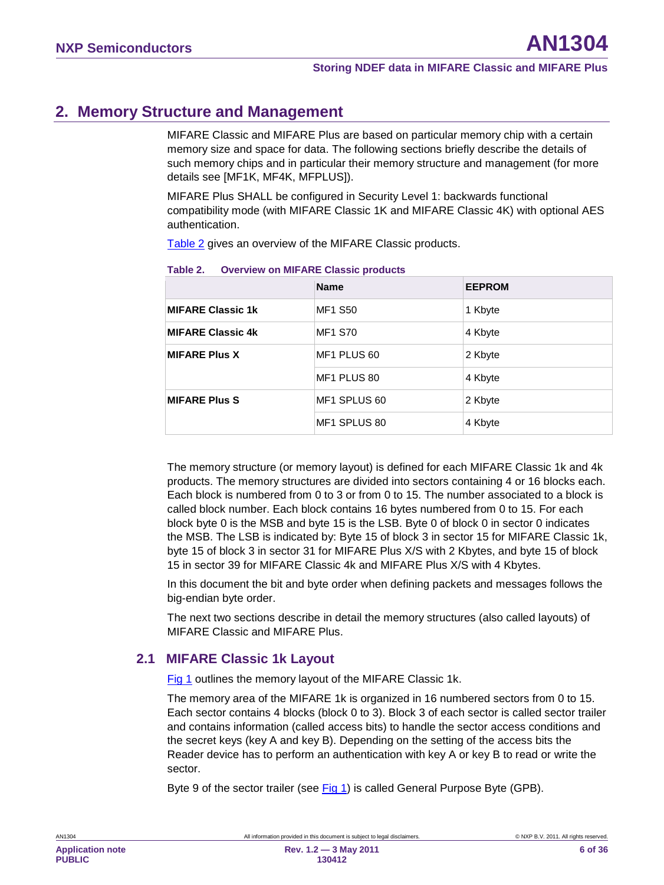## 2. Memory Structure and Management

MIFARE Classic and MIFARE Plus are based on particular memory chip with a certain memory size and space for data. The following sections briefly describe the details of such memory chips and in particular their memory structure and management (for more details see [MF1K, MF4K, MFPLUS]).

MIFARE Plus SHALL be configured in Security Level 1: backwards functional compatibility mode (with MIFARE Classic 1K and MIFARE Classic 4K) with optional AES authentication.

Table 2 gives an overview of the MIFARE Classic products.

**Table 2. Overview on MIFARE Classic products**

| | Name | EEPROM |
|---|---|---|
| **MIFARE Classic 1k** | MF1 S50 | 1 Kbyte |
| **MIFARE Classic 4k** | MF1 S70 | 4 Kbyte |
| **MIFARE Plus X** | MF1 PLUS 60 | 2 Kbyte |
| | MF1 PLUS 80 | 4 Kbyte |
| **MIFARE Plus S** | MF1 SPLUS 60 | 2 Kbyte |
| | MF1 SPLUS 80 | 4 Kbyte |

The memory structure (or memory layout) is defined for each MIFARE Classic 1k and 4k products. The memory structures are divided into sectors containing 4 or 16 blocks each. Each block is numbered from 0 to 3 or from 0 to 15. The number associated to a block is called block number. Each block contains 16 bytes numbered from 0 to 15. For each block byte 0 is the MSB and byte 15 is the LSB. Byte 0 of block 0 in sector 0 indicates the MSB. The LSB is indicated by: Byte 15 of block 3 in sector 15 for MIFARE Classic 1k, byte 15 of block 3 in sector 31 for MIFARE Plus X/S with 2 Kbytes, and byte 15 of block 15 in sector 39 for MIFARE Classic 4k and MIFARE Plus X/S with 4 Kbytes.

In this document the bit and byte order when defining packets and messages follows the big-endian byte order.

The next two sections describe in detail the memory structures (also called layouts) of MIFARE Classic and MIFARE Plus.

### 2.1 MIFARE Classic 1k Layout

Fig 1 outlines the memory layout of the MIFARE Classic 1k.

The memory area of the MIFARE 1k is organized in 16 numbered sectors from 0 to 15. Each sector contains 4 blocks (block 0 to 3). Block 3 of each sector is called sector trailer and contains information (called access bits) to handle the sector access conditions and the secret keys (key A and key B). Depending on the setting of the access bits the Reader device has to perform an authentication with key A or key B to read or write the sector.

Byte 9 of the sector trailer (see Fig 1) is called General Purpose Byte (GPB).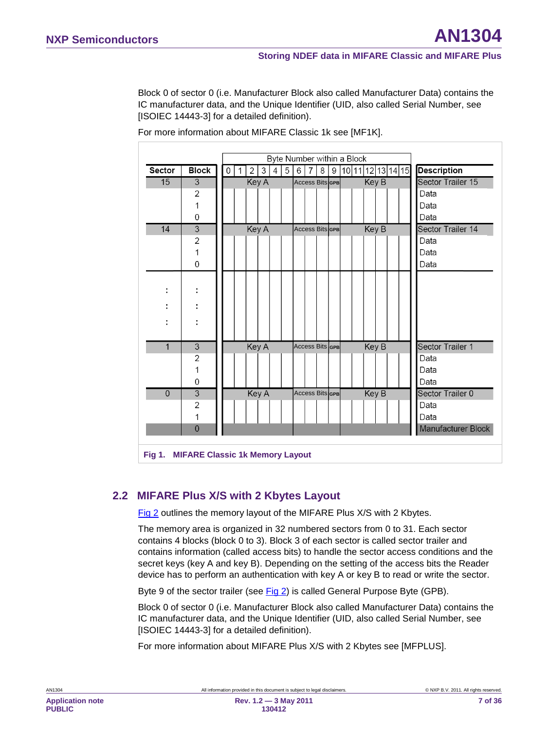Block 0 of sector 0 (i.e. Manufacturer Block also called Manufacturer Data) contains the IC manufacturer data, and the Unique Identifier (UID, also called Serial Number, see [ISOIEC 14443-3] for a detailed definition).

For more information about MIFARE Classic 1k see [MF1K].

| Sector | Block | Byte Number within a Block 0–5 | 6–8 | 9 | 10–15 | Description |
|---|---|---|---|---|---|---|
| 15 | 3 | Key A | Access Bits | GPB | Key B | Sector Trailer 15 |
| | 2 | | | | | Data |
| | 1 | | | | | Data |
| | 0 | | | | | Data |
| 14 | 3 | Key A | Access Bits | GPB | Key B | Sector Trailer 14 |
| | 2 | | | | | Data |
| | 1 | | | | | Data |
| | 0 | | | | | Data |
| : | : | | | | | |
| : | : | | | | | |
| : | : | | | | | |
| 1 | 3 | Key A | Access Bits | GPB | Key B | Sector Trailer 1 |
| | 2 | | | | | Data |
| | 1 | | | | | Data |
| | 0 | | | | | Data |
| 0 | 3 | Key A | Access Bits | GPB | Key B | Sector Trailer 0 |
| | 2 | | | | | Data |
| | 1 | | | | | Data |
| | 0 | | | | | Manufacturer Block |

**Fig 1. MIFARE Classic 1k Memory Layout**

## 2.2 MIFARE Plus X/S with 2 Kbytes Layout

Fig 2 outlines the memory layout of the MIFARE Plus X/S with 2 Kbytes.

The memory area is organized in 32 numbered sectors from 0 to 31. Each sector contains 4 blocks (block 0 to 3). Block 3 of each sector is called sector trailer and contains information (called access bits) to handle the sector access conditions and the secret keys (key A and key B). Depending on the setting of the access bits the Reader device has to perform an authentication with key A or key B to read or write the sector.

Byte 9 of the sector trailer (see Fig 2) is called General Purpose Byte (GPB).

Block 0 of sector 0 (i.e. Manufacturer Block also called Manufacturer Data) contains the IC manufacturer data, and the Unique Identifier (UID, also called Serial Number, see [ISOIEC 14443-3] for a detailed definition).

For more information about MIFARE Plus X/S with 2 Kbytes see [MFPLUS].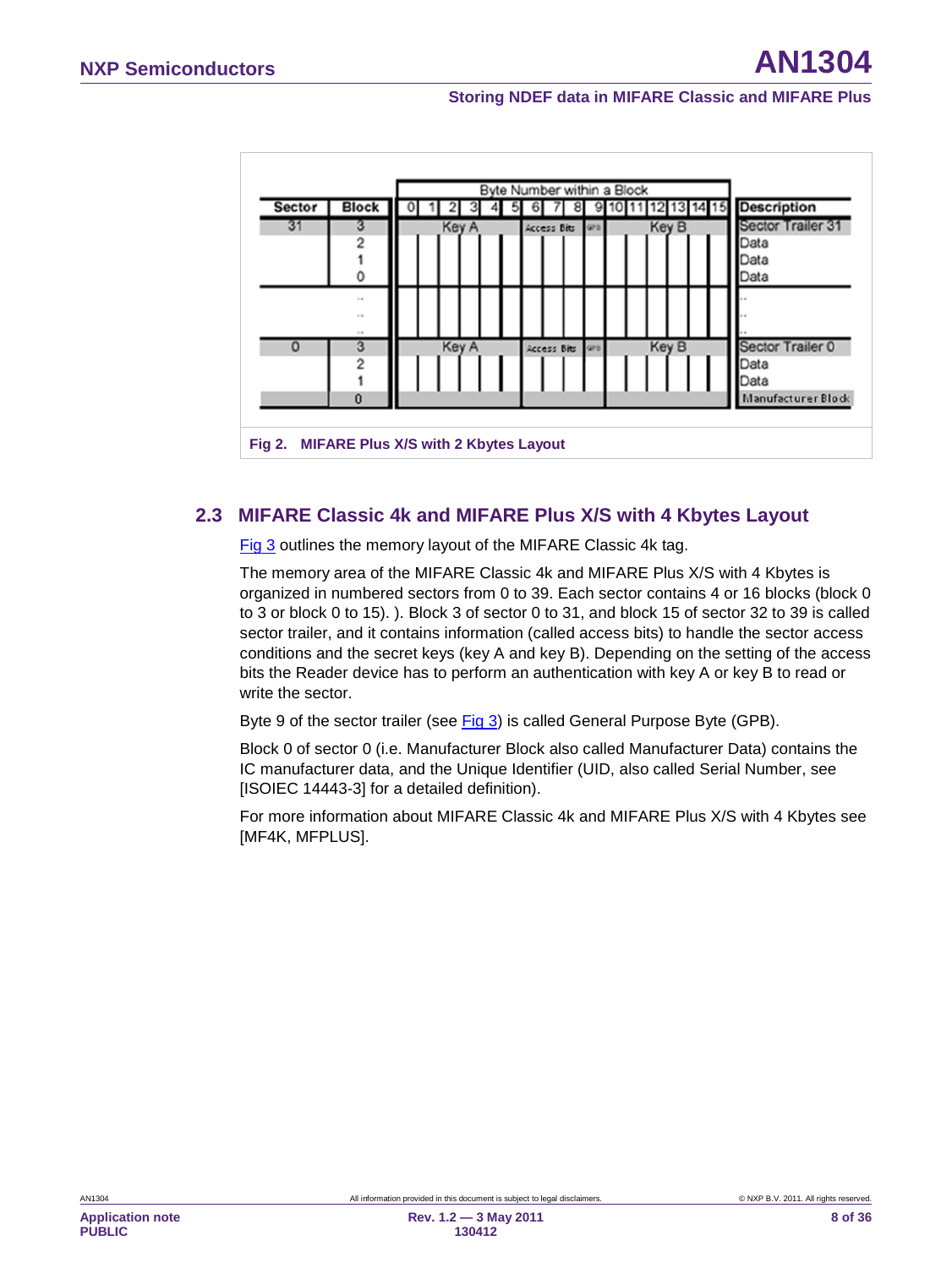| Sector | Block | Byte Number within a Block | | | | | | | | | | | | | | | | Description |
|---|---|---|---|---|---|---|---|---|---|---|---|---|---|---|---|---|---|---|
| | | 0 | 1 | 2 | 3 | 4 | 5 | 6 | 7 | 8 | 9 | 10 | 11 | 12 | 13 | 14 | 15 | |
| 31 | 3 | Key A | | | | | | Access Bits | | | GPB | Key B | | | | | | Sector Trailer 31 |
| | 2 | | | | | | | | | | | | | | | | | Data |
| | 1 | | | | | | | | | | | | | | | | | Data |
| | 0 | | | | | | | | | | | | | | | | | Data |
| | .. | | | | | | | | | | | | | | | | | .. |
| | .. | | | | | | | | | | | | | | | | | .. |
| | .. | | | | | | | | | | | | | | | | | .. |
| 0 | 3 | Key A | | | | | | Access Bits | | | GPB | Key B | | | | | | Sector Trailer 0 |
| | 2 | | | | | | | | | | | | | | | | | Data |
| | 1 | | | | | | | | | | | | | | | | | Data |
| | 0 | | | | | | | | | | | | | | | | | Manufacturer Block |

**Fig 2. MIFARE Plus X/S with 2 Kbytes Layout**

## 2.3 MIFARE Classic 4k and MIFARE Plus X/S with 4 Kbytes Layout

Fig 3 outlines the memory layout of the MIFARE Classic 4k tag.

The memory area of the MIFARE Classic 4k and MIFARE Plus X/S with 4 Kbytes is organized in numbered sectors from 0 to 39. Each sector contains 4 or 16 blocks (block 0 to 3 or block 0 to 15). ). Block 3 of sector 0 to 31, and block 15 of sector 32 to 39 is called sector trailer, and it contains information (called access bits) to handle the sector access conditions and the secret keys (key A and key B). Depending on the setting of the access bits the Reader device has to perform an authentication with key A or key B to read or write the sector.

Byte 9 of the sector trailer (see Fig 3) is called General Purpose Byte (GPB).

Block 0 of sector 0 (i.e. Manufacturer Block also called Manufacturer Data) contains the IC manufacturer data, and the Unique Identifier (UID, also called Serial Number, see [ISOIEC 14443-3] for a detailed definition).

For more information about MIFARE Classic 4k and MIFARE Plus X/S with 4 Kbytes see [MF4K, MFPLUS].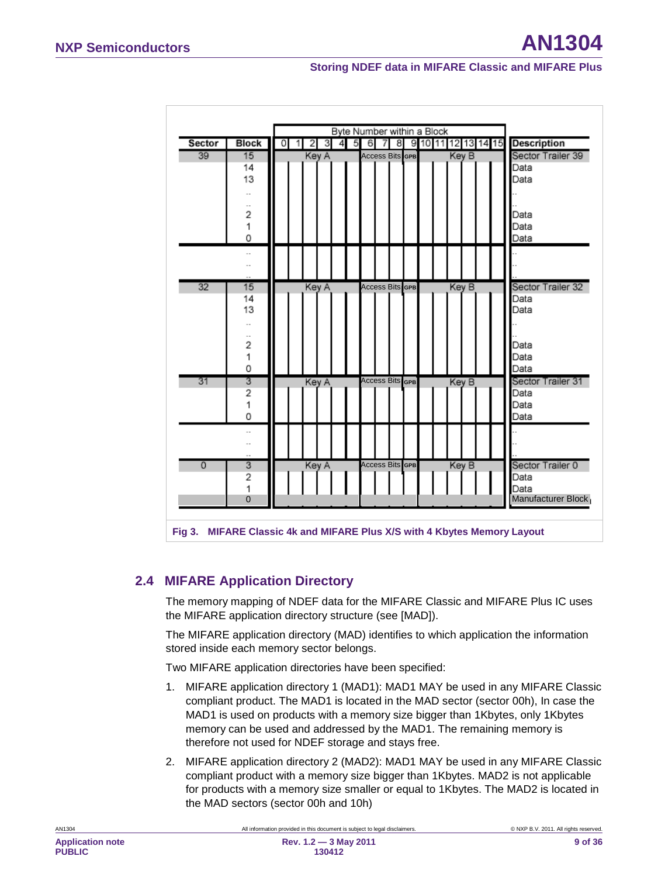| Sector | Block | Byte Number within a Block: 0 | 1 | 2 | 3 | 4 | 5 | 6 | 7 | 8 | 9 | 10 | 11 | 12 | 13 | 14 | 15 | Description |
|---|---|---|---|---|---|---|---|---|---|---|---|---|---|---|---|---|---|---|
| 39 | 15 | Key A | | | | | | Access Bits | | | GPB | Key B | | | | | | Sector Trailer 39 |
| | 14 | | | | | | | | | | | | | | | | | Data |
| | 13 | | | | | | | | | | | | | | | | | Data |
| | .. | | | | | | | | | | | | | | | | | .. |
| | .. | | | | | | | | | | | | | | | | | .. |
| | 2 | | | | | | | | | | | | | | | | | Data |
| | 1 | | | | | | | | | | | | | | | | | Data |
| | 0 | | | | | | | | | | | | | | | | | Data |
| | .. | | | | | | | | | | | | | | | | | .. |
| | .. | | | | | | | | | | | | | | | | | .. |
| | .. | | | | | | | | | | | | | | | | | .. |
| 32 | 15 | Key A | | | | | | Access Bits | | | GPB | Key B | | | | | | Sector Trailer 32 |
| | 14 | | | | | | | | | | | | | | | | | Data |
| | 13 | | | | | | | | | | | | | | | | | Data |
| | .. | | | | | | | | | | | | | | | | | .. |
| | .. | | | | | | | | | | | | | | | | | .. |
| | 2 | | | | | | | | | | | | | | | | | Data |
| | 1 | | | | | | | | | | | | | | | | | Data |
| | 0 | | | | | | | | | | | | | | | | | Data |
| 31 | 3 | Key A | | | | | | Access Bits | | | GPB | Key B | | | | | | Sector Trailer 31 |
| | 2 | | | | | | | | | | | | | | | | | Data |
| | 1 | | | | | | | | | | | | | | | | | Data |
| | 0 | | | | | | | | | | | | | | | | | Data |
| | .. | | | | | | | | | | | | | | | | | .. |
| | .. | | | | | | | | | | | | | | | | | .. |
| | .. | | | | | | | | | | | | | | | | | .. |
| 0 | 3 | Key A | | | | | | Access Bits | | | GPB | Key B | | | | | | Sector Trailer 0 |
| | 2 | | | | | | | | | | | | | | | | | Data |
| | 1 | | | | | | | | | | | | | | | | | Data |
| | 0 | | | | | | | | | | | | | | | | | Manufacturer Block |

Fig 3. MIFARE Classic 4k and MIFARE Plus X/S with 4 Kbytes Memory Layout

## 2.4 MIFARE Application Directory

The memory mapping of NDEF data for the MIFARE Classic and MIFARE Plus IC uses the MIFARE application directory structure (see [MAD]).

The MIFARE application directory (MAD) identifies to which application the information stored inside each memory sector belongs.

Two MIFARE application directories have been specified:

1. MIFARE application directory 1 (MAD1): MAD1 MAY be used in any MIFARE Classic compliant product. The MAD1 is located in the MAD sector (sector 00h), In case the MAD1 is used on products with a memory size bigger than 1Kbytes, only 1Kbytes memory can be used and addressed by the MAD1. The remaining memory is therefore not used for NDEF storage and stays free.
2. MIFARE application directory 2 (MAD2): MAD1 MAY be used in any MIFARE Classic compliant product with a memory size bigger than 1Kbytes. MAD2 is not applicable for products with a memory size smaller or equal to 1Kbytes. The MAD2 is located in the MAD sectors (sector 00h and 10h)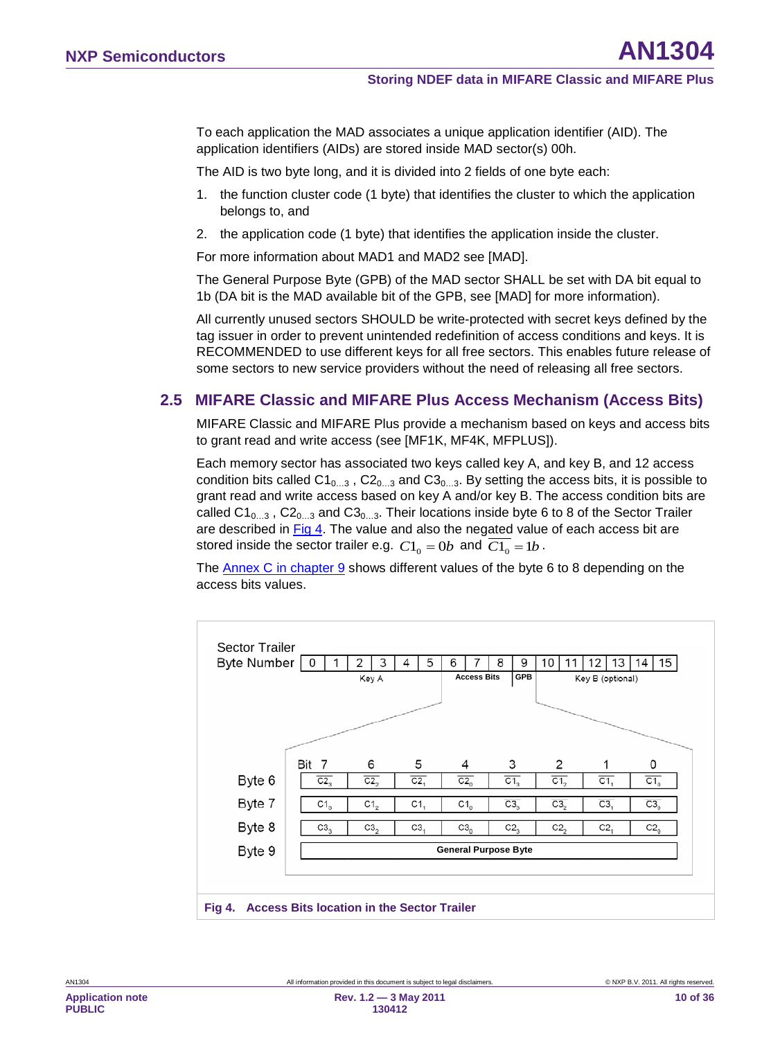To each application the MAD associates a unique application identifier (AID). The application identifiers (AIDs) are stored inside MAD sector(s) 00h.

The AID is two byte long, and it is divided into 2 fields of one byte each:

1. the function cluster code (1 byte) that identifies the cluster to which the application belongs to, and
2. the application code (1 byte) that identifies the application inside the cluster.

For more information about MAD1 and MAD2 see [MAD].

The General Purpose Byte (GPB) of the MAD sector SHALL be set with DA bit equal to 1b (DA bit is the MAD available bit of the GPB, see [MAD] for more information).

All currently unused sectors SHOULD be write-protected with secret keys defined by the tag issuer in order to prevent unintended redefinition of access conditions and keys. It is RECOMMENDED to use different keys for all free sectors. This enables future release of some sectors to new service providers without the need of releasing all free sectors.

## 2.5 MIFARE Classic and MIFARE Plus Access Mechanism (Access Bits)

MIFARE Classic and MIFARE Plus provide a mechanism based on keys and access bits to grant read and write access (see [MF1K, MF4K, MFPLUS]).

Each memory sector has associated two keys called key A, and key B, and 12 access condition bits called $C1_{0...3}$ , $C2_{0...3}$ and $C3_{0...3}$. By setting the access bits, it is possible to grant read and write access based on key A and/or key B. The access condition bits are called $C1_{0...3}$ , $C2_{0...3}$ and $C3_{0...3}$. Their locations inside byte 6 to 8 of the Sector Trailer are described in Fig 4. The value and also the negated value of each access bit are stored inside the sector trailer e.g. $C1_0 = 0b$ and $\overline{C1_0} = 1b$.

The Annex C in chapter 9 shows different values of the byte 6 to 8 depending on the access bits values.

Sector Trailer Byte Number

| 0 | 1 | 2 | 3 | 4 | 5 | 6 | 7 | 8 | 9 | 10 | 11 | 12 | 13 | 14 | 15 |
|---|---|---|---|---|---|---|---|---|---|---|---|---|---|---|---|
| Key A | | | | | | Access Bits | | | GPB | Key B (optional) | | | | | |

| | Bit 7 | 6 | 5 | 4 | 3 | 2 | 1 | 0 |
|---|---|---|---|---|---|---|---|---|
| Byte 6 | $\overline{C2_3}$ | $\overline{C2_2}$ | $\overline{C2_1}$ | $\overline{C2_0}$ | $\overline{C1_3}$ | $\overline{C1_2}$ | $\overline{C1_1}$ | $\overline{C1_0}$ |
| Byte 7 | $C1_3$ | $C1_2$ | $C1_1$ | $C1_0$ | $\overline{C3_3}$ | $\overline{C3_2}$ | $\overline{C3_1}$ | $\overline{C3_0}$ |
| Byte 8 | $C3_3$ | $C3_2$ | $C3_1$ | $C3_0$ | $C2_3$ | $C2_2$ | $C2_1$ | $C2_0$ |
| Byte 9 | General Purpose Byte | | | | | | | |

**Fig 4. Access Bits location in the Sector Trailer**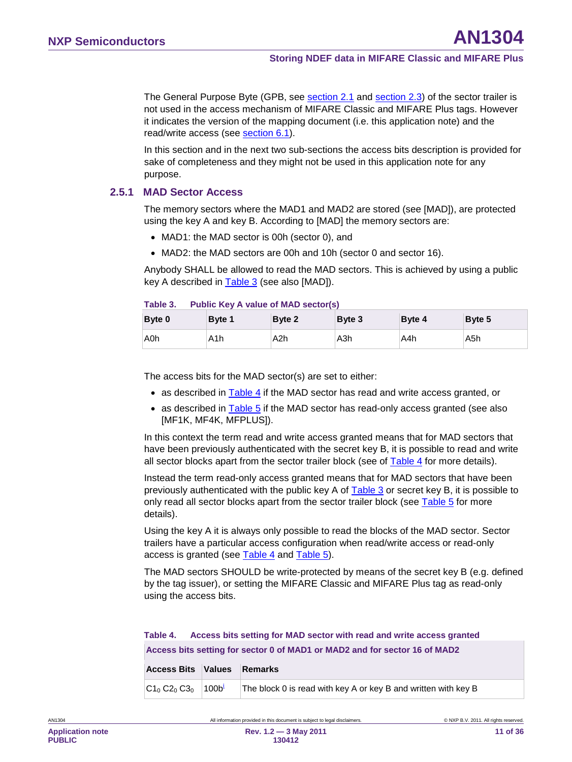The General Purpose Byte (GPB, see section 2.1 and section 2.3) of the sector trailer is not used in the access mechanism of MIFARE Classic and MIFARE Plus tags. However it indicates the version of the mapping document (i.e. this application note) and the read/write access (see section 6.1).

In this section and in the next two sub-sections the access bits description is provided for sake of completeness and they might not be used in this application note for any purpose.

### 2.5.1 MAD Sector Access

The memory sectors where the MAD1 and MAD2 are stored (see [MAD]), are protected using the key A and key B. According to [MAD] the memory sectors are:

- MAD1: the MAD sector is 00h (sector 0), and
- MAD2: the MAD sectors are 00h and 10h (sector 0 and sector 16).

Anybody SHALL be allowed to read the MAD sectors. This is achieved by using a public key A described in Table 3 (see also [MAD]).

**Table 3. Public Key A value of MAD sector(s)**

| Byte 0 | Byte 1 | Byte 2 | Byte 3 | Byte 4 | Byte 5 |
|---|---|---|---|---|---|
| A0h | A1h | A2h | A3h | A4h | A5h |

The access bits for the MAD sector(s) are set to either:

- as described in Table 4 if the MAD sector has read and write access granted, or
- as described in Table 5 if the MAD sector has read-only access granted (see also [MF1K, MF4K, MFPLUS]).

In this context the term read and write access granted means that for MAD sectors that have been previously authenticated with the secret key B, it is possible to read and write all sector blocks apart from the sector trailer block (see of Table 4 for more details).

Instead the term read-only access granted means that for MAD sectors that have been previously authenticated with the public key A of Table 3 or secret key B, it is possible to only read all sector blocks apart from the sector trailer block (see Table 5 for more details).

Using the key A it is always only possible to read the blocks of the MAD sector. Sector trailers have a particular access configuration when read/write access or read-only access is granted (see Table 4 and Table 5).

The MAD sectors SHOULD be write-protected by means of the secret key B (e.g. defined by the tag issuer), or setting the MIFARE Classic and MIFARE Plus tag as read-only using the access bits.

**Table 4. Access bits setting for MAD sector with read and write access granted**

| Access bits setting for sector 0 of MAD1 or MAD2 and for sector 16 of MAD2 | | |
|---|---|---|
| **Access Bits** | **Values** | **Remarks** |
| $C1_0$ $C2_0$ $C3_0$ | 100b[i] | The block 0 is read with key A or key B and written with key B |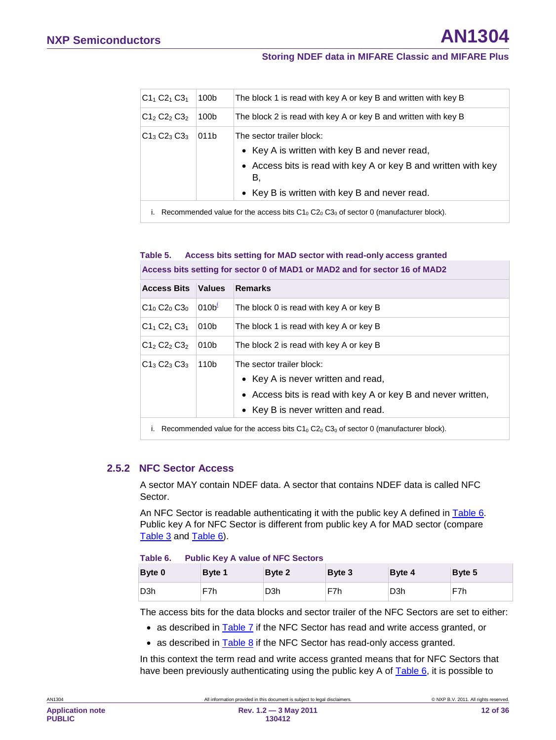| | | |
|---|---|---|
| $C1_1$ $C2_1$ $C3_1$ | 100b | The block 1 is read with key A or key B and written with key B |
| $C1_2$ $C2_2$ $C3_2$ | 100b | The block 2 is read with key A or key B and written with key B |
| $C1_3$ $C2_3$ $C3_3$ | 011b | The sector trailer block: <br>• Key A is written with key B and never read, <br>• Access bits is read with key A or key B and written with key B, <br>• Key B is written with key B and never read. |

i. Recommended value for the access bits $C1_0$ $C2_0$ $C3_0$ of sector 0 (manufacturer block).

**Table 5. Access bits setting for MAD sector with read-only access granted**

| Access bits setting for sector 0 of MAD1 or MAD2 and for sector 16 of MAD2 | | |
|---|---|---|
| **Access Bits** | **Values** | **Remarks** |
| $C1_0$ $C2_0$ $C3_0$ | 010b[i] | The block 0 is read with key A or key B |
| $C1_1$ $C2_1$ $C3_1$ | 010b | The block 1 is read with key A or key B |
| $C1_2$ $C2_2$ $C3_2$ | 010b | The block 2 is read with key A or key B |
| $C1_3$ $C2_3$ $C3_3$ | 110b | The sector trailer block: <br>• Key A is never written and read, <br>• Access bits is read with key A or key B and never written, <br>• Key B is never written and read. |

i. Recommended value for the access bits $C1_0$ $C2_0$ $C3_0$ of sector 0 (manufacturer block).

### 2.5.2 NFC Sector Access

A sector MAY contain NDEF data. A sector that contains NDEF data is called NFC Sector.

An NFC Sector is readable authenticating it with the public key A defined in Table 6. Public key A for NFC Sector is different from public key A for MAD sector (compare Table 3 and Table 6).

**Table 6. Public Key A value of NFC Sectors**

| Byte 0 | Byte 1 | Byte 2 | Byte 3 | Byte 4 | Byte 5 |
|---|---|---|---|---|---|
| D3h | F7h | D3h | F7h | D3h | F7h |

The access bits for the data blocks and sector trailer of the NFC Sectors are set to either:

- as described in Table 7 if the NFC Sector has read and write access granted, or
- as described in Table 8 if the NFC Sector has read-only access granted.

In this context the term read and write access granted means that for NFC Sectors that have been previously authenticating using the public key A of Table 6, it is possible to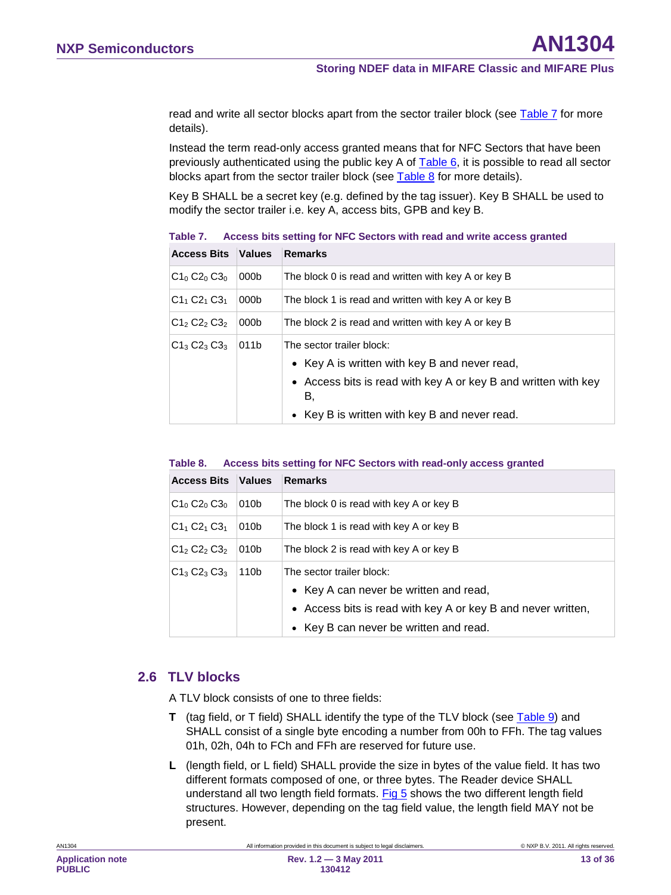read and write all sector blocks apart from the sector trailer block (see Table 7 for more details).

Instead the term read-only access granted means that for NFC Sectors that have been previously authenticated using the public key A of Table 6, it is possible to read all sector blocks apart from the sector trailer block (see Table 8 for more details).

Key B SHALL be a secret key (e.g. defined by the tag issuer). Key B SHALL be used to modify the sector trailer i.e. key A, access bits, GPB and key B.

**Table 7. Access bits setting for NFC Sectors with read and write access granted**

| Access Bits | Values | Remarks |
|---|---|---|
| $C1_0$ $C2_0$ $C3_0$ | 000b | The block 0 is read and written with key A or key B |
| $C1_1$ $C2_1$ $C3_1$ | 000b | The block 1 is read and written with key A or key B |
| $C1_2$ $C2_2$ $C3_2$ | 000b | The block 2 is read and written with key A or key B |
| $C1_3$ $C2_3$ $C3_3$ | 011b | The sector trailer block: • Key A is written with key B and never read, • Access bits is read with key A or key B and written with key B, • Key B is written with key B and never read. |

**Table 8. Access bits setting for NFC Sectors with read-only access granted**

| Access Bits | Values | Remarks |
|---|---|---|
| $C1_0$ $C2_0$ $C3_0$ | 010b | The block 0 is read with key A or key B |
| $C1_1$ $C2_1$ $C3_1$ | 010b | The block 1 is read with key A or key B |
| $C1_2$ $C2_2$ $C3_2$ | 010b | The block 2 is read with key A or key B |
| $C1_3$ $C2_3$ $C3_3$ | 110b | The sector trailer block: • Key A can never be written and read, • Access bits is read with key A or key B and never written, • Key B can never be written and read. |

## 2.6 TLV blocks

A TLV block consists of one to three fields:

**T** (tag field, or T field) SHALL identify the type of the TLV block (see Table 9) and SHALL consist of a single byte encoding a number from 00h to FFh. The tag values 01h, 02h, 04h to FCh and FFh are reserved for future use.

**L** (length field, or L field) SHALL provide the size in bytes of the value field. It has two different formats composed of one, or three bytes. The Reader device SHALL understand all two length field formats. Fig 5 shows the two different length field structures. However, depending on the tag field value, the length field MAY not be present.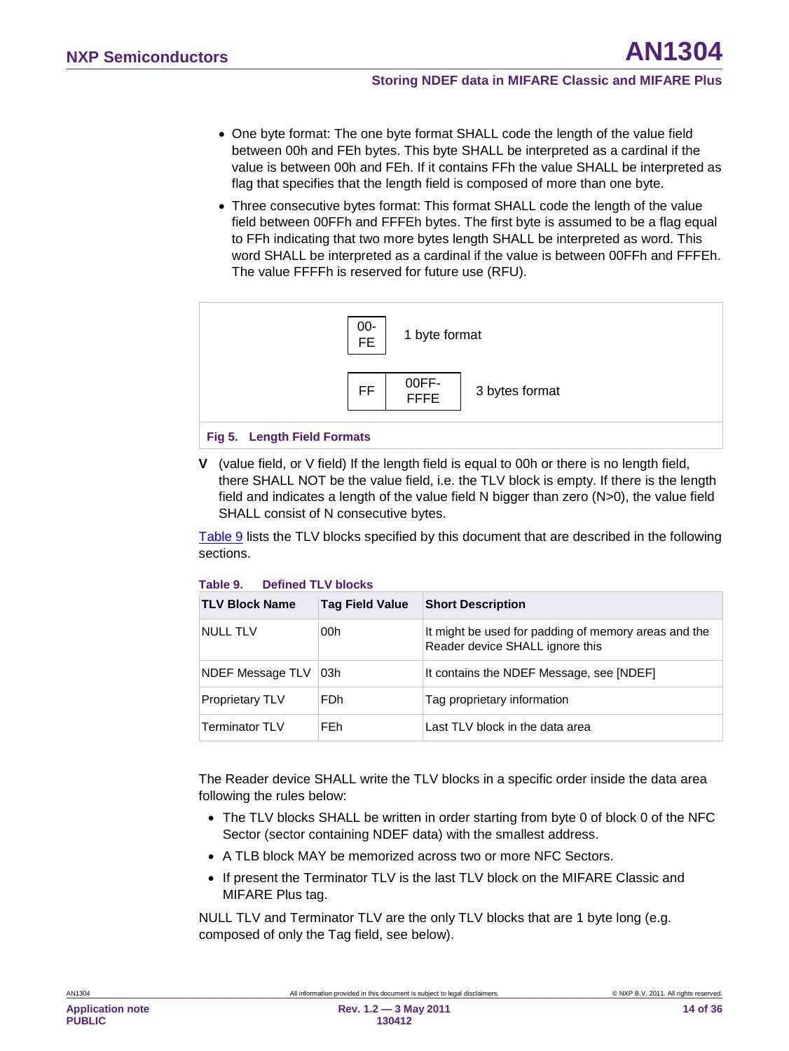- One byte format: The one byte format SHALL code the length of the value field between 00h and FEh bytes. This byte SHALL be interpreted as a cardinal if the value is between 00h and FEh. If it contains FFh the value SHALL be interpreted as flag that specifies that the length field is composed of more than one byte.
- Three consecutive bytes format: This format SHALL code the length of the value field between 00FFh and FFFEh bytes. The first byte is assumed to be a flag equal to FFh indicating that two more bytes length SHALL be interpreted as word. This word SHALL be interpreted as a cardinal if the value is between 00FFh and FFFEh. The value FFFFh is reserved for future use (RFU).

| 00-FE | | 1 byte format |
|---|---|---|
| FF | 00FF-FFFE | 3 bytes format |

**Fig 5. Length Field Formats**

**V** (value field, or V field) If the length field is equal to 00h or there is no length field, there SHALL NOT be the value field, i.e. the TLV block is empty. If there is the length field and indicates a length of the value field N bigger than zero (N>0), the value field SHALL consist of N consecutive bytes.

Table 9 lists the TLV blocks specified by this document that are described in the following sections.

**Table 9. Defined TLV blocks**

| TLV Block Name | Tag Field Value | Short Description |
|---|---|---|
| NULL TLV | 00h | It might be used for padding of memory areas and the Reader device SHALL ignore this |
| NDEF Message TLV | 03h | It contains the NDEF Message, see [NDEF] |
| Proprietary TLV | FDh | Tag proprietary information |
| Terminator TLV | FEh | Last TLV block in the data area |

The Reader device SHALL write the TLV blocks in a specific order inside the data area following the rules below:

- The TLV blocks SHALL be written in order starting from byte 0 of block 0 of the NFC Sector (sector containing NDEF data) with the smallest address.
- A TLB block MAY be memorized across two or more NFC Sectors.
- If present the Terminator TLV is the last TLV block on the MIFARE Classic and MIFARE Plus tag.

NULL TLV and Terminator TLV are the only TLV blocks that are 1 byte long (e.g. composed of only the Tag field, see below).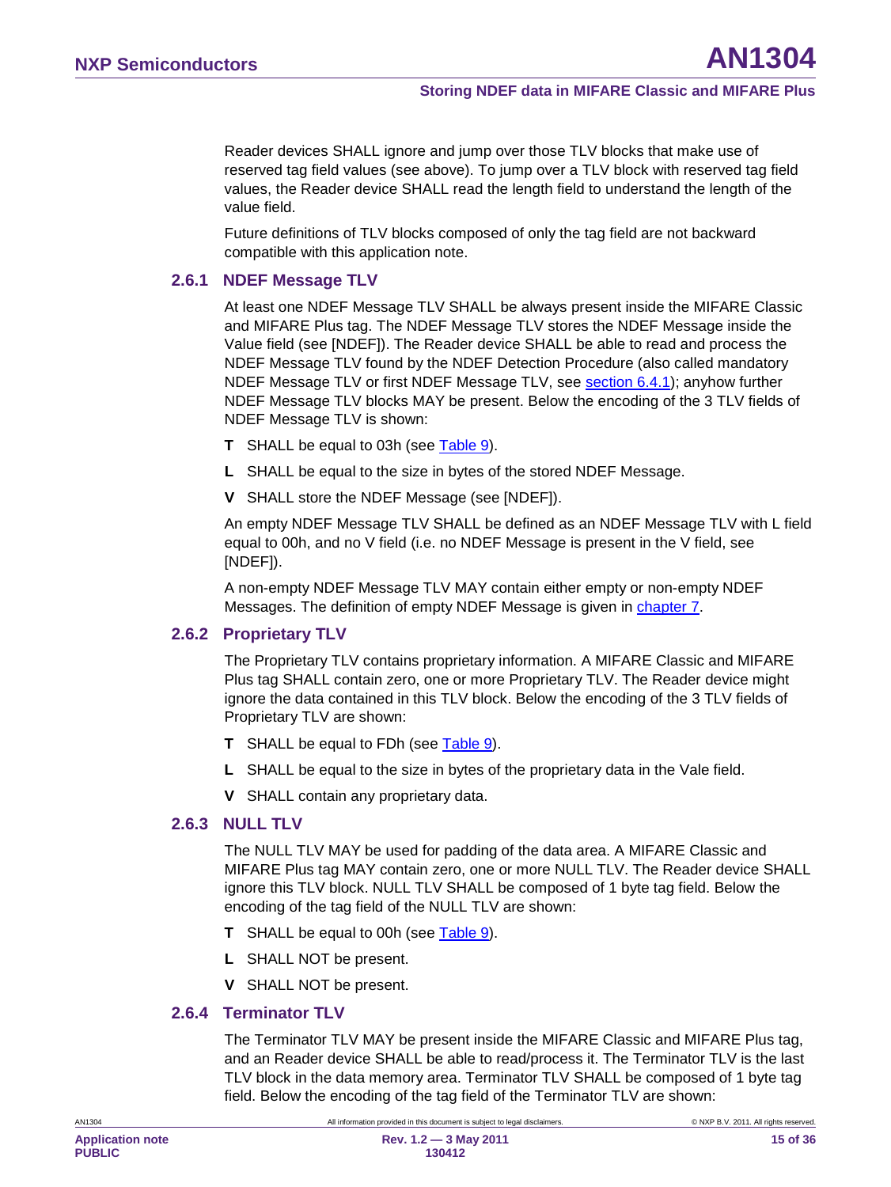Reader devices SHALL ignore and jump over those TLV blocks that make use of reserved tag field values (see above). To jump over a TLV block with reserved tag field values, the Reader device SHALL read the length field to understand the length of the value field.

Future definitions of TLV blocks composed of only the tag field are not backward compatible with this application note.

### 2.6.1 NDEF Message TLV

At least one NDEF Message TLV SHALL be always present inside the MIFARE Classic and MIFARE Plus tag. The NDEF Message TLV stores the NDEF Message inside the Value field (see [NDEF]). The Reader device SHALL be able to read and process the NDEF Message TLV found by the NDEF Detection Procedure (also called mandatory NDEF Message TLV or first NDEF Message TLV, see section 6.4.1); anyhow further NDEF Message TLV blocks MAY be present. Below the encoding of the 3 TLV fields of NDEF Message TLV is shown:

**T** SHALL be equal to 03h (see Table 9).

**L** SHALL be equal to the size in bytes of the stored NDEF Message.

**V** SHALL store the NDEF Message (see [NDEF]).

An empty NDEF Message TLV SHALL be defined as an NDEF Message TLV with L field equal to 00h, and no V field (i.e. no NDEF Message is present in the V field, see [NDEF]).

A non-empty NDEF Message TLV MAY contain either empty or non-empty NDEF Messages. The definition of empty NDEF Message is given in chapter 7.

### 2.6.2 Proprietary TLV

The Proprietary TLV contains proprietary information. A MIFARE Classic and MIFARE Plus tag SHALL contain zero, one or more Proprietary TLV. The Reader device might ignore the data contained in this TLV block. Below the encoding of the 3 TLV fields of Proprietary TLV are shown:

**T** SHALL be equal to FDh (see Table 9).

**L** SHALL be equal to the size in bytes of the proprietary data in the Vale field.

**V** SHALL contain any proprietary data.

### 2.6.3 NULL TLV

The NULL TLV MAY be used for padding of the data area. A MIFARE Classic and MIFARE Plus tag MAY contain zero, one or more NULL TLV. The Reader device SHALL ignore this TLV block. NULL TLV SHALL be composed of 1 byte tag field. Below the encoding of the tag field of the NULL TLV are shown:

**T** SHALL be equal to 00h (see Table 9).

**L** SHALL NOT be present.

**V** SHALL NOT be present.

### 2.6.4 Terminator TLV

The Terminator TLV MAY be present inside the MIFARE Classic and MIFARE Plus tag, and an Reader device SHALL be able to read/process it. The Terminator TLV is the last TLV block in the data memory area. Terminator TLV SHALL be composed of 1 byte tag field. Below the encoding of the tag field of the Terminator TLV are shown: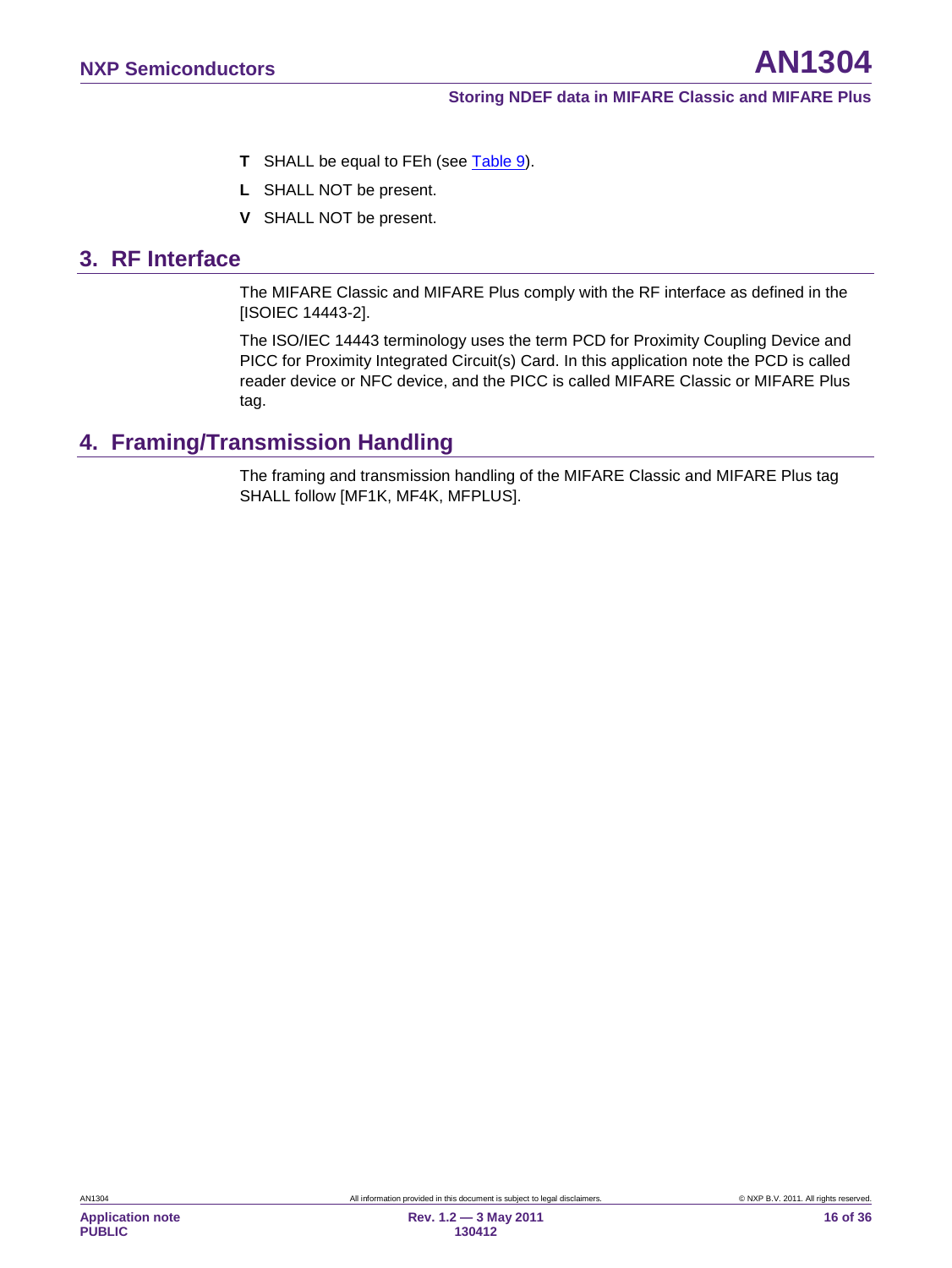**T** SHALL be equal to FEh (see Table 9).

**L** SHALL NOT be present.

**V** SHALL NOT be present.

## 3. RF Interface

The MIFARE Classic and MIFARE Plus comply with the RF interface as defined in the [ISOIEC 14443-2].

The ISO/IEC 14443 terminology uses the term PCD for Proximity Coupling Device and PICC for Proximity Integrated Circuit(s) Card. In this application note the PCD is called reader device or NFC device, and the PICC is called MIFARE Classic or MIFARE Plus tag.

## 4. Framing/Transmission Handling

The framing and transmission handling of the MIFARE Classic and MIFARE Plus tag SHALL follow [MF1K, MF4K, MFPLUS].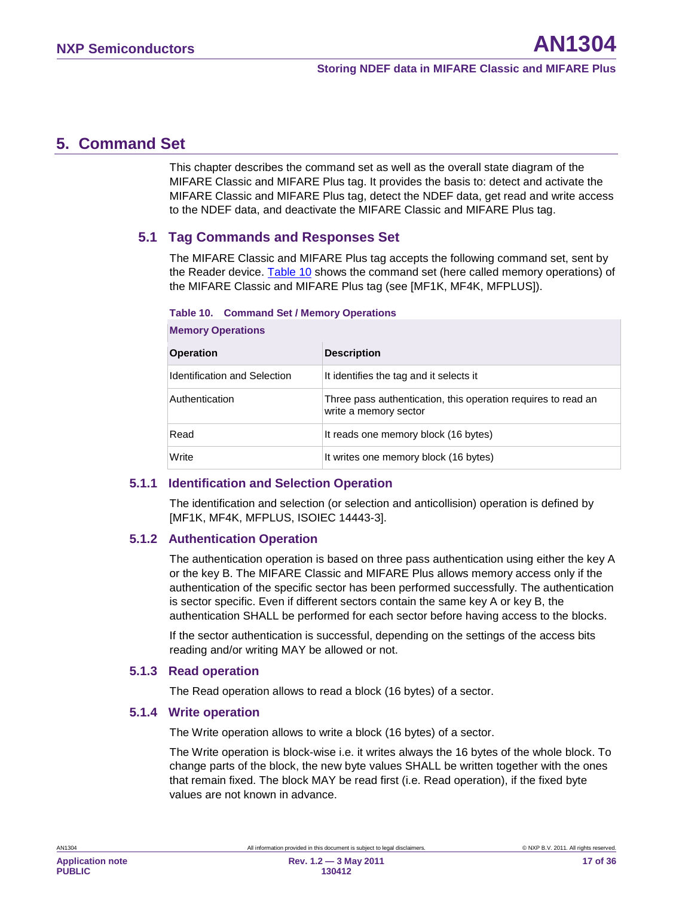# 5. Command Set

This chapter describes the command set as well as the overall state diagram of the MIFARE Classic and MIFARE Plus tag. It provides the basis to: detect and activate the MIFARE Classic and MIFARE Plus tag, detect the NDEF data, get read and write access to the NDEF data, and deactivate the MIFARE Classic and MIFARE Plus tag.

## 5.1 Tag Commands and Responses Set

The MIFARE Classic and MIFARE Plus tag accepts the following command set, sent by the Reader device. Table 10 shows the command set (here called memory operations) of the MIFARE Classic and MIFARE Plus tag (see [MF1K, MF4K, MFPLUS]).

**Table 10. Command Set / Memory Operations**

| Memory Operations | |
|---|---|
| **Operation** | **Description** |
| Identification and Selection | It identifies the tag and it selects it |
| Authentication | Three pass authentication, this operation requires to read an write a memory sector |
| Read | It reads one memory block (16 bytes) |
| Write | It writes one memory block (16 bytes) |

### 5.1.1 Identification and Selection Operation

The identification and selection (or selection and anticollision) operation is defined by [MF1K, MF4K, MFPLUS, ISOIEC 14443-3].

### 5.1.2 Authentication Operation

The authentication operation is based on three pass authentication using either the key A or the key B. The MIFARE Classic and MIFARE Plus allows memory access only if the authentication of the specific sector has been performed successfully. The authentication is sector specific. Even if different sectors contain the same key A or key B, the authentication SHALL be performed for each sector before having access to the blocks.

If the sector authentication is successful, depending on the settings of the access bits reading and/or writing MAY be allowed or not.

### 5.1.3 Read operation

The Read operation allows to read a block (16 bytes) of a sector.

### 5.1.4 Write operation

The Write operation allows to write a block (16 bytes) of a sector.

The Write operation is block-wise i.e. it writes always the 16 bytes of the whole block. To change parts of the block, the new byte values SHALL be written together with the ones that remain fixed. The block MAY be read first (i.e. Read operation), if the fixed byte values are not known in advance.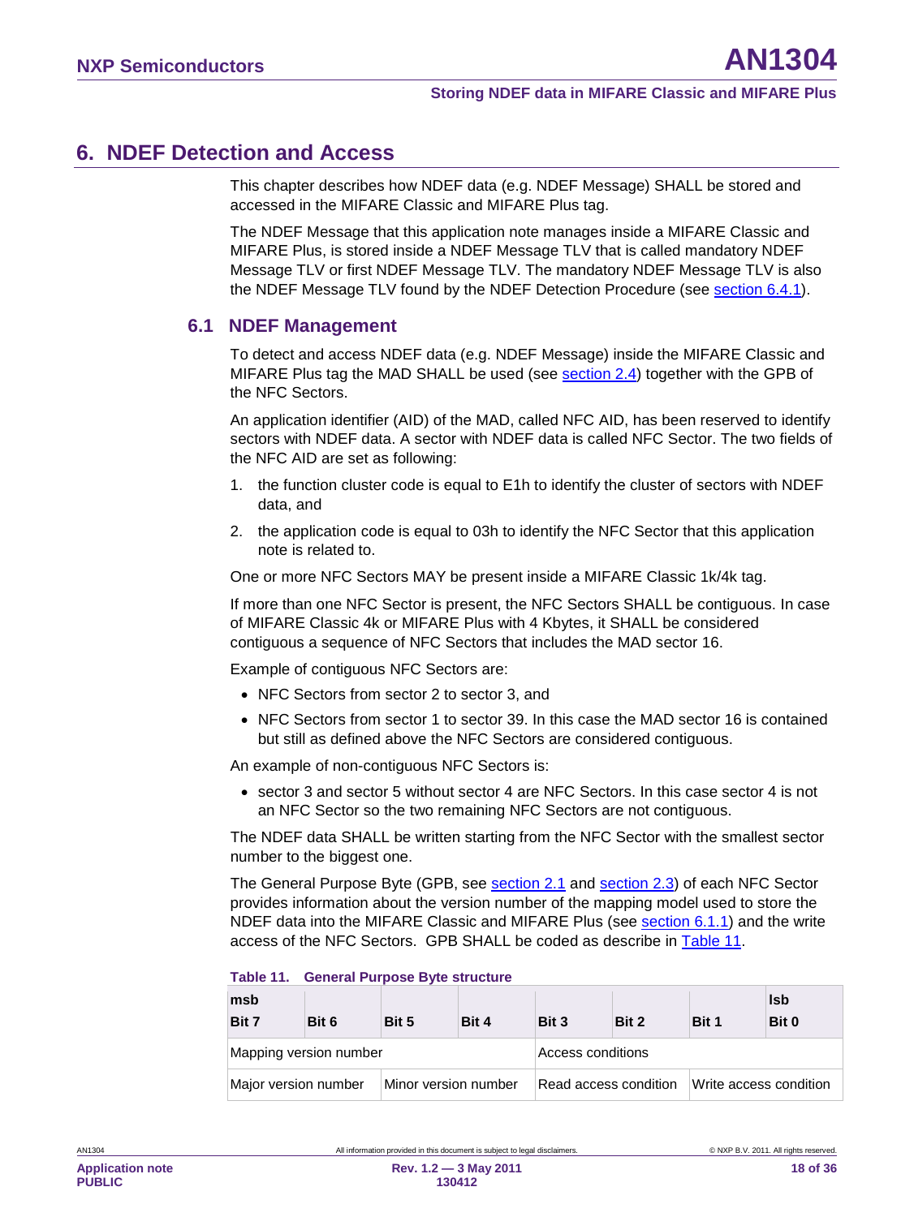# 6. NDEF Detection and Access

This chapter describes how NDEF data (e.g. NDEF Message) SHALL be stored and accessed in the MIFARE Classic and MIFARE Plus tag.

The NDEF Message that this application note manages inside a MIFARE Classic and MIFARE Plus, is stored inside a NDEF Message TLV that is called mandatory NDEF Message TLV or first NDEF Message TLV. The mandatory NDEF Message TLV is also the NDEF Message TLV found by the NDEF Detection Procedure (see section 6.4.1).

## 6.1 NDEF Management

To detect and access NDEF data (e.g. NDEF Message) inside the MIFARE Classic and MIFARE Plus tag the MAD SHALL be used (see section 2.4) together with the GPB of the NFC Sectors.

An application identifier (AID) of the MAD, called NFC AID, has been reserved to identify sectors with NDEF data. A sector with NDEF data is called NFC Sector. The two fields of the NFC AID are set as following:

1. the function cluster code is equal to E1h to identify the cluster of sectors with NDEF data, and
2. the application code is equal to 03h to identify the NFC Sector that this application note is related to.

One or more NFC Sectors MAY be present inside a MIFARE Classic 1k/4k tag.

If more than one NFC Sector is present, the NFC Sectors SHALL be contiguous. In case of MIFARE Classic 4k or MIFARE Plus with 4 Kbytes, it SHALL be considered contiguous a sequence of NFC Sectors that includes the MAD sector 16.

Example of contiguous NFC Sectors are:

- NFC Sectors from sector 2 to sector 3, and
- NFC Sectors from sector 1 to sector 39. In this case the MAD sector 16 is contained but still as defined above the NFC Sectors are considered contiguous.

An example of non-contiguous NFC Sectors is:

- sector 3 and sector 5 without sector 4 are NFC Sectors. In this case sector 4 is not an NFC Sector so the two remaining NFC Sectors are not contiguous.

The NDEF data SHALL be written starting from the NFC Sector with the smallest sector number to the biggest one.

The General Purpose Byte (GPB, see section 2.1 and section 2.3) of each NFC Sector provides information about the version number of the mapping model used to store the NDEF data into the MIFARE Classic and MIFARE Plus (see section 6.1.1) and the write access of the NFC Sectors. GPB SHALL be coded as describe in Table 11.

**Table 11. General Purpose Byte structure**

| msb Bit 7 | Bit 6 | Bit 5 | Bit 4 | Bit 3 | Bit 2 | Bit 1 | lsb Bit 0 |
|---|---|---|---|---|---|---|---|
| Mapping version number | | | | Access conditions | | | |
| Major version number | | Minor version number | | Read access condition | | Write access condition | |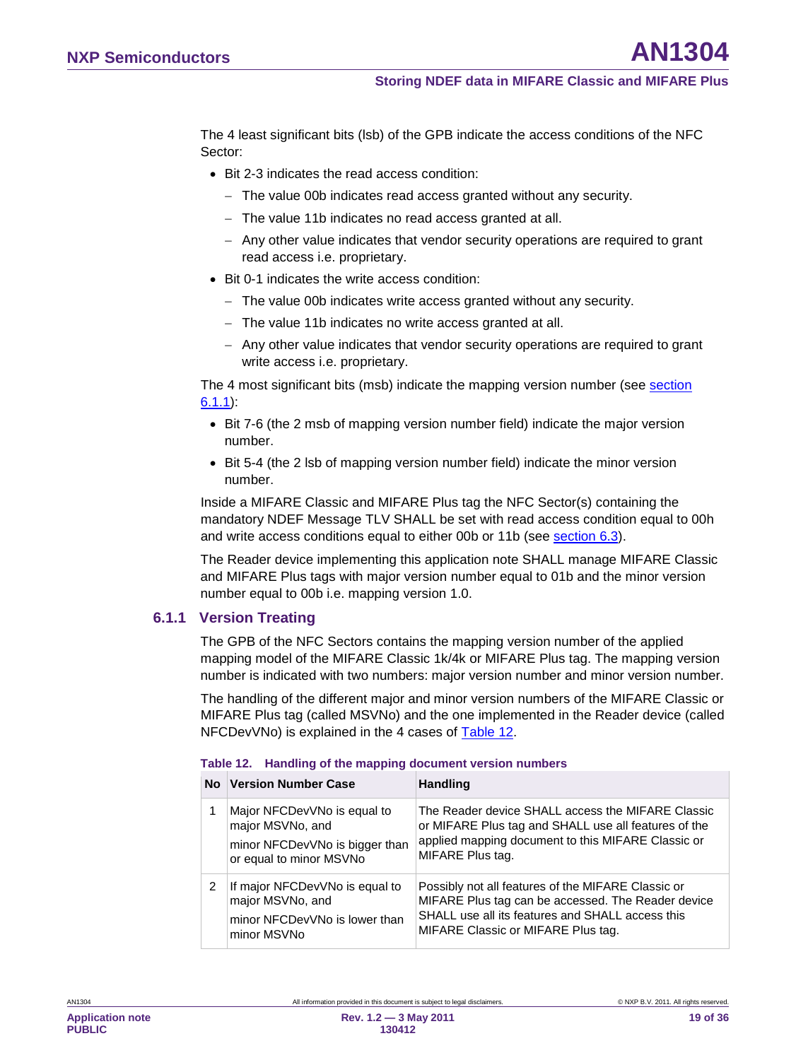The 4 least significant bits (lsb) of the GPB indicate the access conditions of the NFC Sector:

- Bit 2-3 indicates the read access condition:
  - The value 00b indicates read access granted without any security.
  - The value 11b indicates no read access granted at all.
  - Any other value indicates that vendor security operations are required to grant read access i.e. proprietary.
- Bit 0-1 indicates the write access condition:
  - The value 00b indicates write access granted without any security.
  - The value 11b indicates no write access granted at all.
  - Any other value indicates that vendor security operations are required to grant write access i.e. proprietary.

The 4 most significant bits (msb) indicate the mapping version number (see section 6.1.1):

- Bit 7-6 (the 2 msb of mapping version number field) indicate the major version number.
- Bit 5-4 (the 2 lsb of mapping version number field) indicate the minor version number.

Inside a MIFARE Classic and MIFARE Plus tag the NFC Sector(s) containing the mandatory NDEF Message TLV SHALL be set with read access condition equal to 00h and write access conditions equal to either 00b or 11b (see section 6.3).

The Reader device implementing this application note SHALL manage MIFARE Classic and MIFARE Plus tags with major version number equal to 01b and the minor version number equal to 00b i.e. mapping version 1.0.

### 6.1.1 Version Treating

The GPB of the NFC Sectors contains the mapping version number of the applied mapping model of the MIFARE Classic 1k/4k or MIFARE Plus tag. The mapping version number is indicated with two numbers: major version number and minor version number.

The handling of the different major and minor version numbers of the MIFARE Classic or MIFARE Plus tag (called MSVNo) and the one implemented in the Reader device (called NFCDevVNo) is explained in the 4 cases of Table 12.

**Table 12. Handling of the mapping document version numbers**

| No | Version Number Case | Handling |
|---|---|---|
| 1 | Major NFCDevVNo is equal to major MSVNo, and minor NFCDevVNo is bigger than or equal to minor MSVNo | The Reader device SHALL access the MIFARE Classic or MIFARE Plus tag and SHALL use all features of the applied mapping document to this MIFARE Classic or MIFARE Plus tag. |
| 2 | If major NFCDevVNo is equal to major MSVNo, and minor NFCDevVNo is lower than minor MSVNo | Possibly not all features of the MIFARE Classic or MIFARE Plus tag can be accessed. The Reader device SHALL use all its features and SHALL access this MIFARE Classic or MIFARE Plus tag. |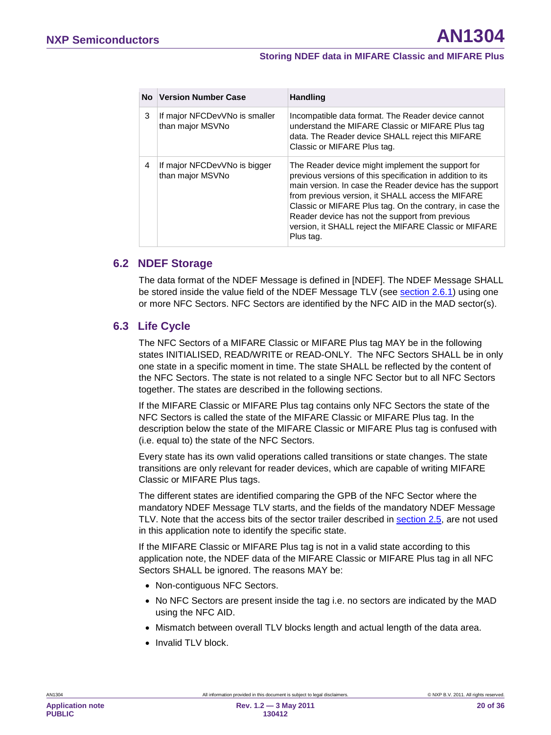| No | Version Number Case | Handling |
|---|---|---|
| 3 | If major NFCDevVNo is smaller than major MSVNo | Incompatible data format. The Reader device cannot understand the MIFARE Classic or MIFARE Plus tag data. The Reader device SHALL reject this MIFARE Classic or MIFARE Plus tag. |
| 4 | If major NFCDevVNo is bigger than major MSVNo | The Reader device might implement the support for previous versions of this specification in addition to its main version. In case the Reader device has the support from previous version, it SHALL access the MIFARE Classic or MIFARE Plus tag. On the contrary, in case the Reader device has not the support from previous version, it SHALL reject the MIFARE Classic or MIFARE Plus tag. |

## 6.2 NDEF Storage

The data format of the NDEF Message is defined in [NDEF]. The NDEF Message SHALL be stored inside the value field of the NDEF Message TLV (see section 2.6.1) using one or more NFC Sectors. NFC Sectors are identified by the NFC AID in the MAD sector(s).

## 6.3 Life Cycle

The NFC Sectors of a MIFARE Classic or MIFARE Plus tag MAY be in the following states INITIALISED, READ/WRITE or READ-ONLY. The NFC Sectors SHALL be in only one state in a specific moment in time. The state SHALL be reflected by the content of the NFC Sectors. The state is not related to a single NFC Sector but to all NFC Sectors together. The states are described in the following sections.

If the MIFARE Classic or MIFARE Plus tag contains only NFC Sectors the state of the NFC Sectors is called the state of the MIFARE Classic or MIFARE Plus tag. In the description below the state of the MIFARE Classic or MIFARE Plus tag is confused with (i.e. equal to) the state of the NFC Sectors.

Every state has its own valid operations called transitions or state changes. The state transitions are only relevant for reader devices, which are capable of writing MIFARE Classic or MIFARE Plus tags.

The different states are identified comparing the GPB of the NFC Sector where the mandatory NDEF Message TLV starts, and the fields of the mandatory NDEF Message TLV. Note that the access bits of the sector trailer described in section 2.5, are not used in this application note to identify the specific state.

If the MIFARE Classic or MIFARE Plus tag is not in a valid state according to this application note, the NDEF data of the MIFARE Classic or MIFARE Plus tag in all NFC Sectors SHALL be ignored. The reasons MAY be:

- Non-contiguous NFC Sectors.
- No NFC Sectors are present inside the tag i.e. no sectors are indicated by the MAD using the NFC AID.
- Mismatch between overall TLV blocks length and actual length of the data area.
- Invalid TLV block.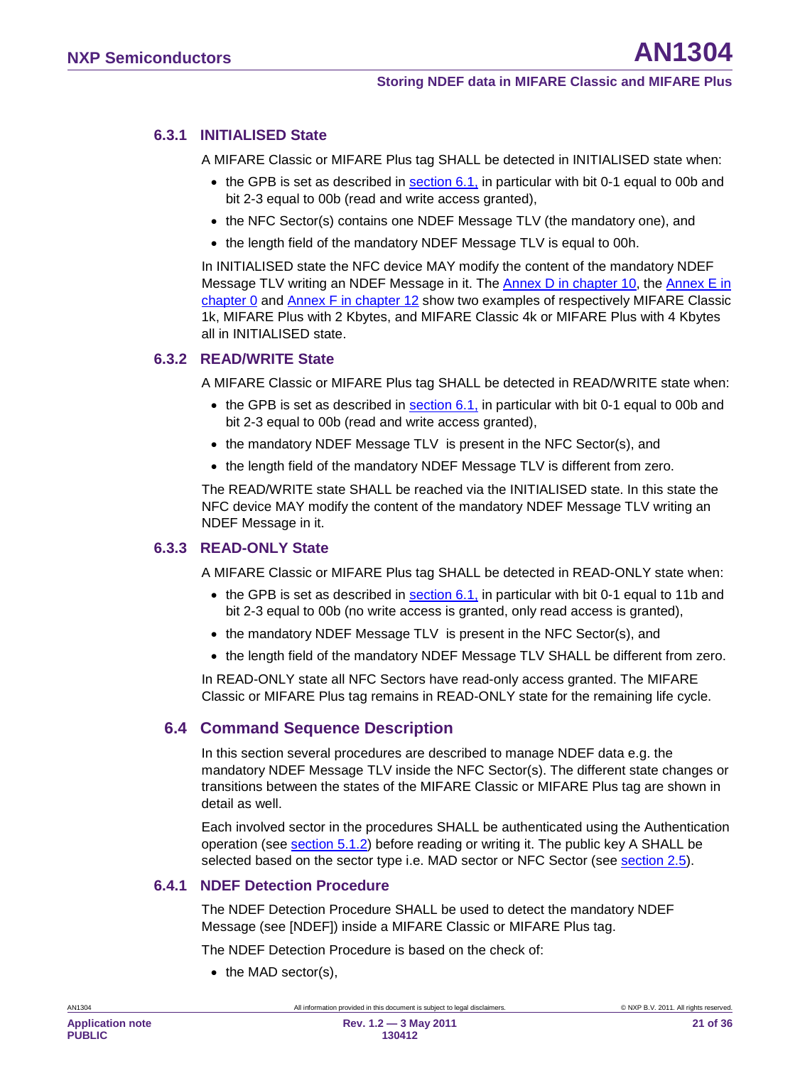### 6.3.1 INITIALISED State

A MIFARE Classic or MIFARE Plus tag SHALL be detected in INITIALISED state when:

- the GPB is set as described in section 6.1, in particular with bit 0-1 equal to 00b and bit 2-3 equal to 00b (read and write access granted),
- the NFC Sector(s) contains one NDEF Message TLV (the mandatory one), and
- the length field of the mandatory NDEF Message TLV is equal to 00h.

In INITIALISED state the NFC device MAY modify the content of the mandatory NDEF Message TLV writing an NDEF Message in it. The Annex D in chapter 10, the Annex E in chapter 0 and Annex F in chapter 12 show two examples of respectively MIFARE Classic 1k, MIFARE Plus with 2 Kbytes, and MIFARE Classic 4k of MIFARE Plus with 4 Kbytes all in INITIALISED state.

### 6.3.2 READ/WRITE State

A MIFARE Classic or MIFARE Plus tag SHALL be detected in READ/WRITE state when:

- the GPB is set as described in section 6.1, in particular with bit 0-1 equal to 00b and bit 2-3 equal to 00b (read and write access granted),
- the mandatory NDEF Message TLV is present in the NFC Sector(s), and
- the length field of the mandatory NDEF Message TLV is different from zero.

The READ/WRITE state SHALL be reached via the INITIALISED state. In this state the NFC device MAY modify the content of the mandatory NDEF Message TLV writing an NDEF Message in it.

### 6.3.3 READ-ONLY State

A MIFARE Classic or MIFARE Plus tag SHALL be detected in READ-ONLY state when:

- the GPB is set as described in section 6.1, in particular with bit 0-1 equal to 11b and bit 2-3 equal to 00b (no write access is granted, only read access is granted),
- the mandatory NDEF Message TLV is present in the NFC Sector(s), and
- the length field of the mandatory NDEF Message TLV SHALL be different from zero.

In READ-ONLY state all NFC Sectors have read-only access granted. The MIFARE Classic or MIFARE Plus tag remains in READ-ONLY state for the remaining life cycle.

## 6.4 Command Sequence Description

In this section several procedures are described to manage NDEF data e.g. the mandatory NDEF Message TLV inside the NFC Sector(s). The different state changes or transitions between the states of the MIFARE Classic or MIFARE Plus tag are shown in detail as well.

Each involved sector in the procedures SHALL be authenticated using the Authentication operation (see section 5.1.2) before reading or writing it. The public key A SHALL be selected based on the sector type i.e. MAD sector or NFC Sector (see section 2.5).

### 6.4.1 NDEF Detection Procedure

The NDEF Detection Procedure SHALL be used to detect the mandatory NDEF Message (see [NDEF]) inside a MIFARE Classic or MIFARE Plus tag.

The NDEF Detection Procedure is based on the check of:

- the MAD sector(s),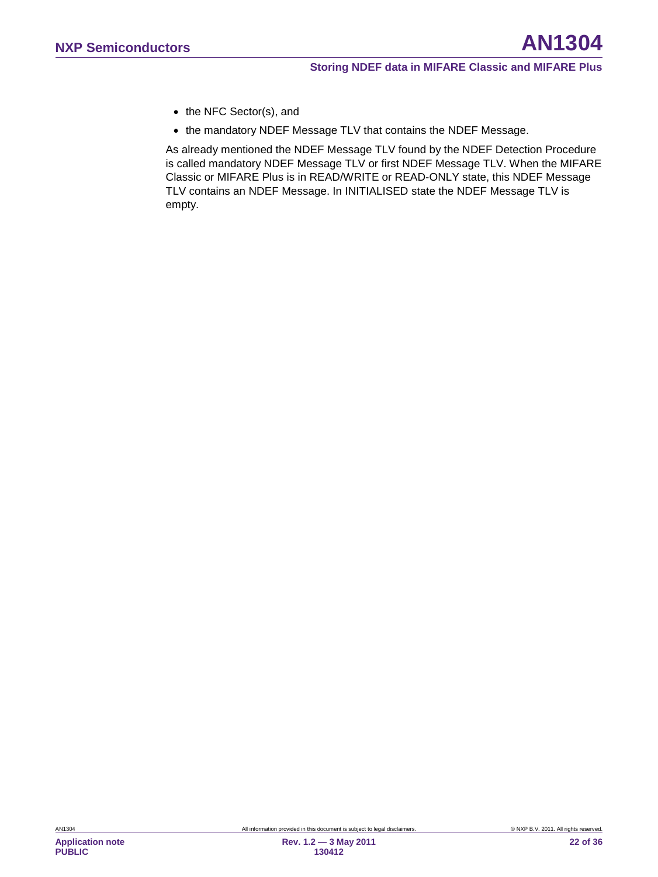- the NFC Sector(s), and
- the mandatory NDEF Message TLV that contains the NDEF Message.

As already mentioned the NDEF Message TLV found by the NDEF Detection Procedure is called mandatory NDEF Message TLV or first NDEF Message TLV. When the MIFARE Classic or MIFARE Plus is in READ/WRITE or READ-ONLY state, this NDEF Message TLV contains an NDEF Message. In INITIALISED state the NDEF Message TLV is empty.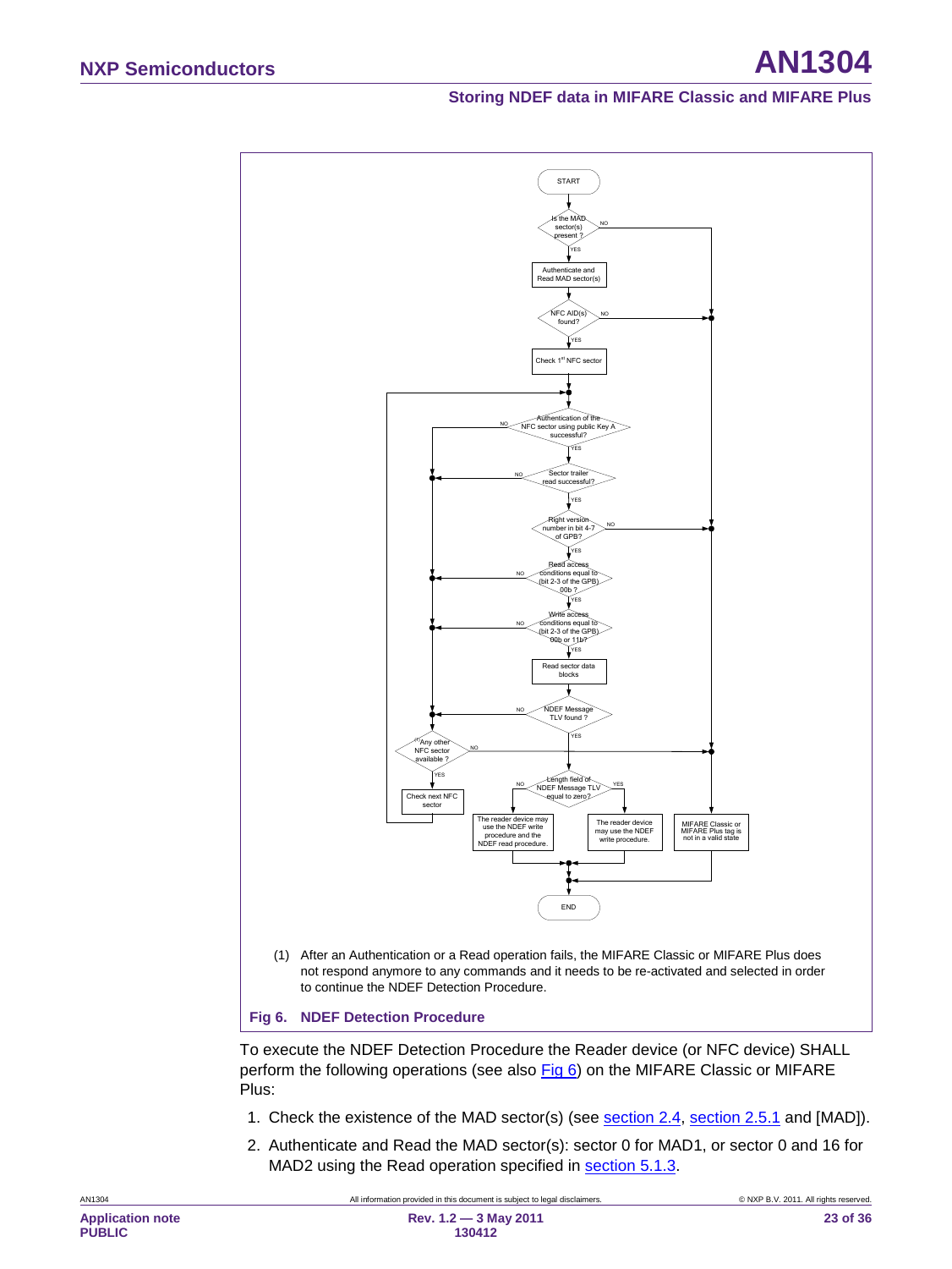(1) After an Authentication or a Read operation fails, the MIFARE Classic or MIFARE Plus does not respond anymore to any commands and it needs to be re-activated and selected in order to continue the NDEF Detection Procedure.

**Fig 6. NDEF Detection Procedure**

To execute the NDEF Detection Procedure the Reader device (or NFC device) SHALL perform the following operations (see also Fig 6) on the MIFARE Classic or MIFARE Plus:

1. Check the existence of the MAD sector(s) (see section 2.4, section 2.5.1 and [MAD]).
2. Authenticate and Read the MAD sector(s): sector 0 for MAD1, or sector 0 and 16 for MAD2 using the Read operation specified in section 5.1.3.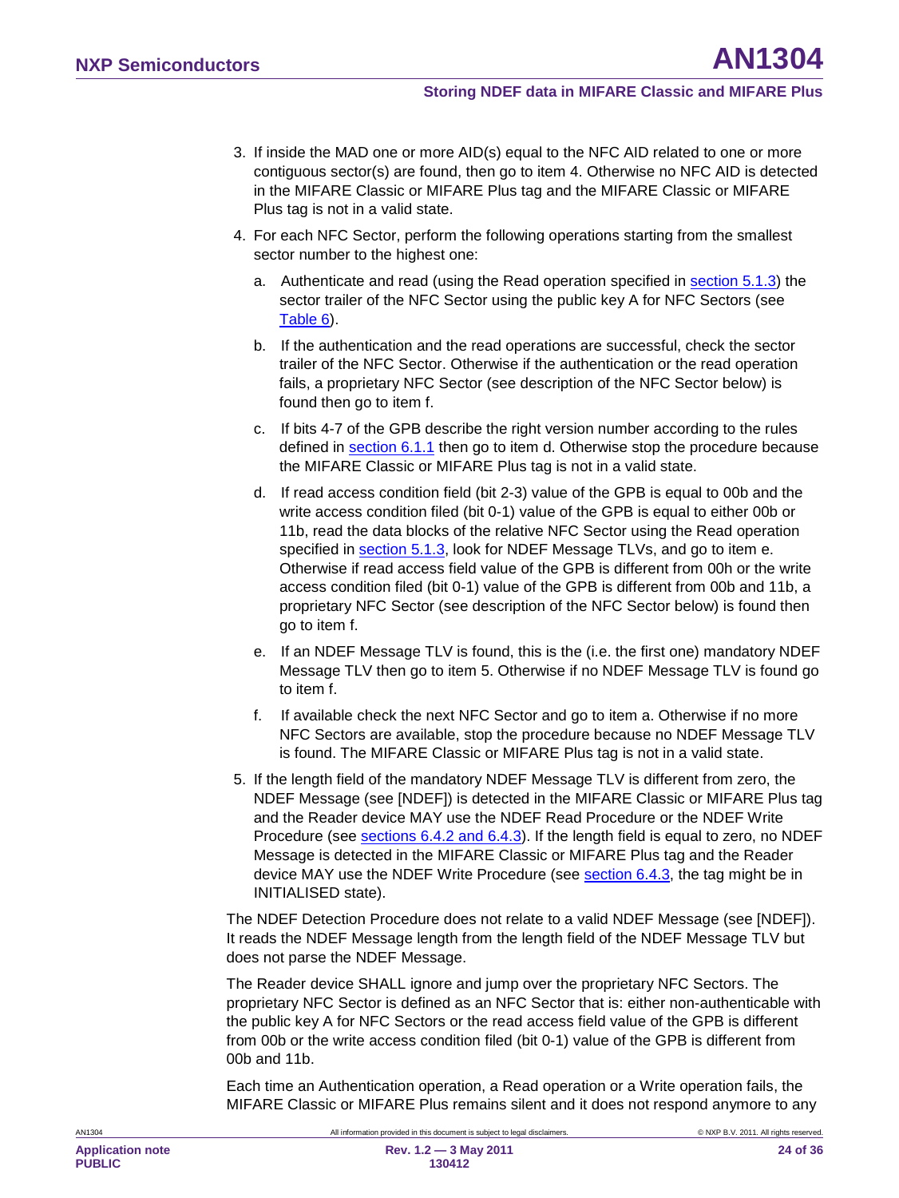3. If inside the MAD one or more AID(s) equal to the NFC AID related to one or more contiguous sector(s) are found, then go to item 4. Otherwise no NFC AID is detected in the MIFARE Classic or MIFARE Plus tag and the MIFARE Classic or MIFARE Plus tag is not in a valid state.
4. For each NFC Sector, perform the following operations starting from the smallest sector number to the highest one:
    a. Authenticate and read (using the Read operation specified in section 5.1.3) the sector trailer of the NFC Sector using the public key A for NFC Sectors (see Table 6).
    b. If the authentication and the read operations are successful, check the sector trailer of the NFC Sector. Otherwise if the authentication or the read operation fails, a proprietary NFC Sector (see description of the NFC Sector below) is found then go to item f.
    c. If bits 4-7 of the GPB describe the right version number according to the rules defined in section 6.1.1 then go to item d. Otherwise stop the procedure because the MIFARE Classic or MIFARE Plus tag is not in a valid state.
    d. If read access condition field (bit 2-3) value of the GPB is equal to 00b and the write access condition filed (bit 0-1) value of the GPB is equal to either 00b or 11b, read the data blocks of the relative NFC Sector using the Read operation specified in section 5.1.3, look for NDEF Message TLVs, and go to item e. Otherwise if read access field value of the GPB is different from 00h or the write access condition filed (bit 0-1) value of the GPB is different from 00b and 11b, a proprietary NFC Sector (see description of the NFC Sector below) is found then go to item f.
    e. If an NDEF Message TLV is found, this is the (i.e. the first one) mandatory NDEF Message TLV then go to item 5. Otherwise if no NDEF Message TLV is found go to item f.
    f. If available check the next NFC Sector and go to item a. Otherwise if no more NFC Sectors are available, stop the procedure because no NDEF Message TLV is found. The MIFARE Classic or MIFARE Plus tag is not in a valid state.
5. If the length field of the mandatory NDEF Message TLV is different from zero, the NDEF Message (see [NDEF]) is detected in the MIFARE Classic or MIFARE Plus tag and the Reader device MAY use the NDEF Read Procedure or the NDEF Write Procedure (see sections 6.4.2 and 6.4.3). If the length field is equal to zero, no NDEF Message is detected in the MIFARE Classic or MIFARE Plus tag and the Reader device MAY use the NDEF Write Procedure (see section 6.4.3, the tag might be in INITIALISED state).

The NDEF Detection Procedure does not relate to a valid NDEF Message (see [NDEF]). It reads the NDEF Message length from the length field of the NDEF Message TLV but does not parse the NDEF Message.

The Reader device SHALL ignore and jump over the proprietary NFC Sectors. The proprietary NFC Sector is defined as an NFC Sector that is: either non-authenticable with the public key A for NFC Sectors or the read access field value of the GPB is different from 00b or the write access condition filed (bit 0-1) value of the GPB is different from 00b and 11b.

Each time an Authentication operation, a Read operation or a Write operation fails, the MIFARE Classic or MIFARE Plus remains silent and it does not respond anymore to any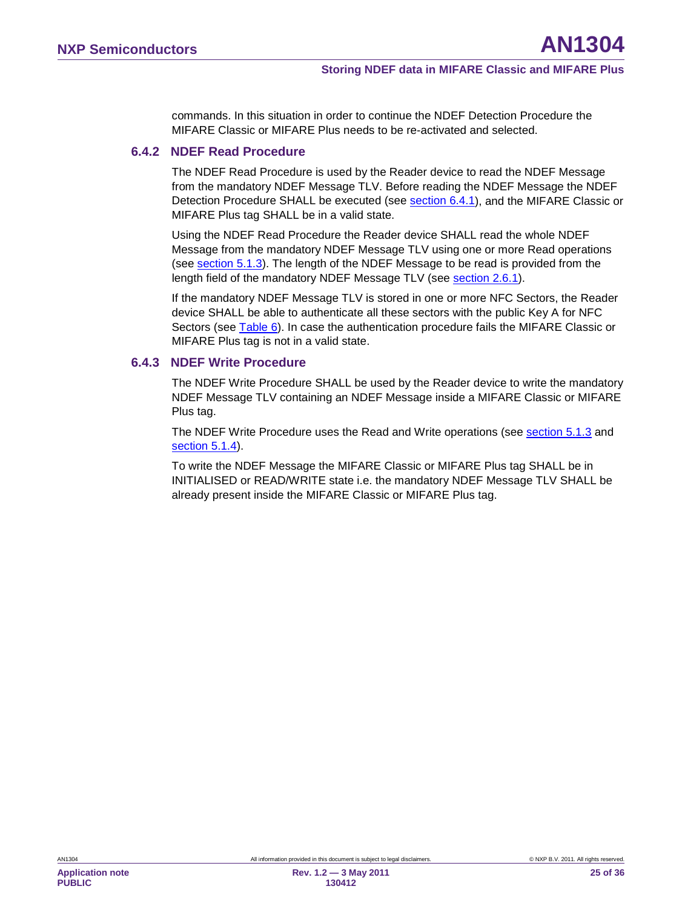commands. In this situation in order to continue the NDEF Detection Procedure the MIFARE Classic or MIFARE Plus needs to be re-activated and selected.

### 6.4.2 NDEF Read Procedure

The NDEF Read Procedure is used by the Reader device to read the NDEF Message from the mandatory NDEF Message TLV. Before reading the NDEF Message the NDEF Detection Procedure SHALL be executed (see section 6.4.1), and the MIFARE Classic or MIFARE Plus tag SHALL be in a valid state.

Using the NDEF Read Procedure the Reader device SHALL read the whole NDEF Message from the mandatory NDEF Message TLV using one or more Read operations (see section 5.1.3). The length of the NDEF Message to be read is provided from the length field of the mandatory NDEF Message TLV (see section 2.6.1).

If the mandatory NDEF Message TLV is stored in one or more NFC Sectors, the Reader device SHALL be able to authenticate all these sectors with the public Key A for NFC Sectors (see Table 6). In case the authentication procedure fails the MIFARE Classic or MIFARE Plus tag is not in a valid state.

### 6.4.3 NDEF Write Procedure

The NDEF Write Procedure SHALL be used by the Reader device to write the mandatory NDEF Message TLV containing an NDEF Message inside a MIFARE Classic or MIFARE Plus tag.

The NDEF Write Procedure uses the Read and Write operations (see section 5.1.3 and section 5.1.4).

To write the NDEF Message the MIFARE Classic or MIFARE Plus tag SHALL be in INITIALISED or READ/WRITE state i.e. the mandatory NDEF Message TLV SHALL be already present inside the MIFARE Classic or MIFARE Plus tag.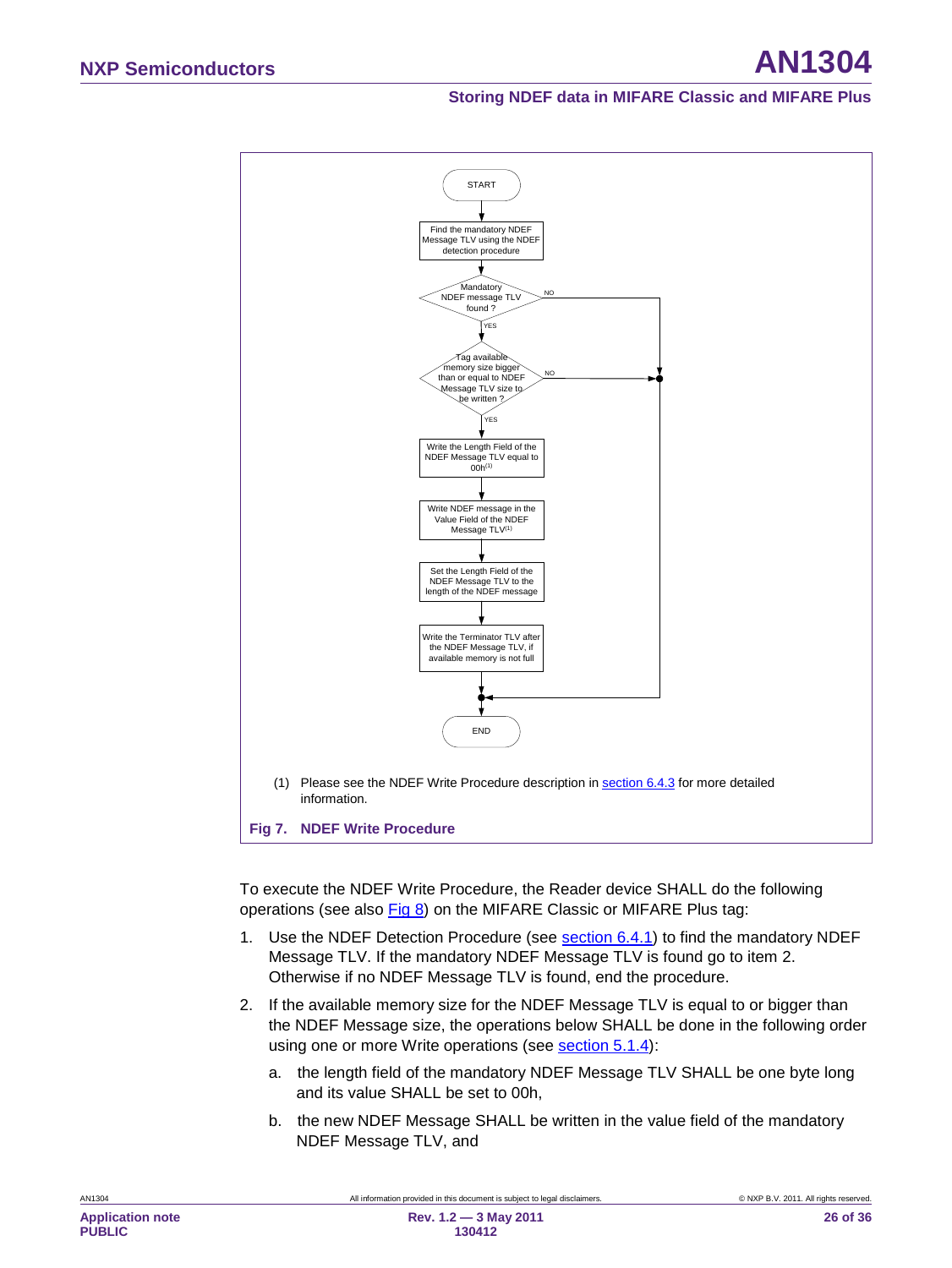START

Find the mandatory NDEF Message TLV using the NDEF detection procedure

Mandatory NDEF message TLV found ? — NO → END

YES

Tag available memory size bigger than or equal to NDEF Message TLV size to be written ? — NO → END

YES

Write the Length Field of the NDEF Message TLV equal to 00h(1)

Write NDEF message in the Value Field of the NDEF Message TLV(1)

Set the Length Field of the NDEF Message TLV to the length of the NDEF message

Write the Terminator TLV after the NDEF Message TLV, if available memory is not full

END

(1) Please see the NDEF Write Procedure description in section 6.4.3 for more detailed information.

**Fig 7. NDEF Write Procedure**

To execute the NDEF Write Procedure, the Reader device SHALL do the following operations (see also Fig 8) on the MIFARE Classic or MIFARE Plus tag:

1. Use the NDEF Detection Procedure (see section 6.4.1) to find the mandatory NDEF Message TLV. If the mandatory NDEF Message TLV is found go to item 2. Otherwise if no NDEF Message TLV is found, end the procedure.
2. If the available memory size for the NDEF Message TLV is equal to or bigger than the NDEF Message size, the operations below SHALL be done in the following order using one or more Write operations (see section 5.1.4):
   a. the length field of the mandatory NDEF Message TLV SHALL be one byte long and its value SHALL be set to 00h,
   b. the new NDEF Message SHALL be written in the value field of the mandatory NDEF Message TLV, and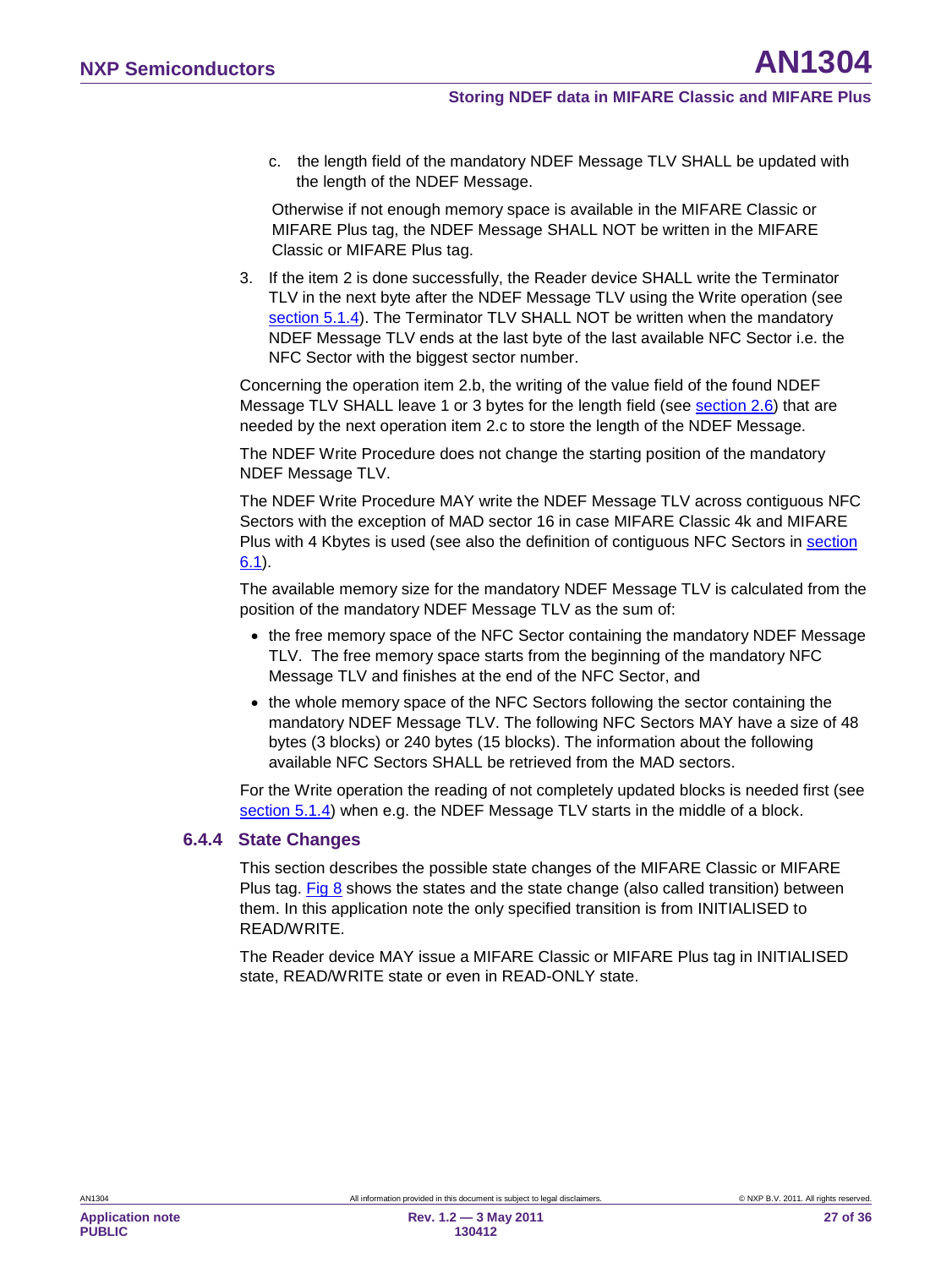c. the length field of the mandatory NDEF Message TLV SHALL be updated with the length of the NDEF Message.

Otherwise if not enough memory space is available in the MIFARE Classic or MIFARE Plus tag, the NDEF Message SHALL NOT be written in the MIFARE Classic or MIFARE Plus tag.

3. If the item 2 is done successfully, the Reader device SHALL write the Terminator TLV in the next byte after the NDEF Message TLV using the Write operation (see section 5.1.4). The Terminator TLV SHALL NOT be written when the mandatory NDEF Message TLV ends at the last byte of the last available NFC Sector i.e. the NFC Sector with the biggest sector number.

Concerning the operation item 2.b, the writing of the value field of the found NDEF Message TLV SHALL leave 1 or 3 bytes for the length field (see section 2.6) that are needed by the next operation item 2.c to store the length of the NDEF Message.

The NDEF Write Procedure does not change the starting position of the mandatory NDEF Message TLV.

The NDEF Write Procedure MAY write the NDEF Message TLV across contiguous NFC Sectors with the exception of MAD sector 16 in case MIFARE Classic 4k and MIFARE Plus with 4 Kbytes is used (see also the definition of contiguous NFC Sectors in section 6.1).

The available memory size for the mandatory NDEF Message TLV is calculated from the position of the mandatory NDEF Message TLV as the sum of:

- the free memory space of the NFC Sector containing the mandatory NDEF Message TLV. The free memory space starts from the beginning of the mandatory NFC Message TLV and finishes at the end of the NFC Sector, and
- the whole memory space of the NFC Sectors following the sector containing the mandatory NDEF Message TLV. The following NFC Sectors MAY have a size of 48 bytes (3 blocks) or 240 bytes (15 blocks). The information about the following available NFC Sectors SHALL be retrieved from the MAD sectors.

For the Write operation the reading of not completely updated blocks is needed first (see section 5.1.4) when e.g. the NDEF Message TLV starts in the middle of a block.

### 6.4.4 State Changes

This section describes the possible state changes of the MIFARE Classic or MIFARE Plus tag. Fig 8 shows the states and the state change (also called transition) between them. In this application note the only specified transition is from INITIALISED to READ/WRITE.

The Reader device MAY issue a MIFARE Classic or MIFARE Plus tag in INITIALISED state, READ/WRITE state or even in READ-ONLY state.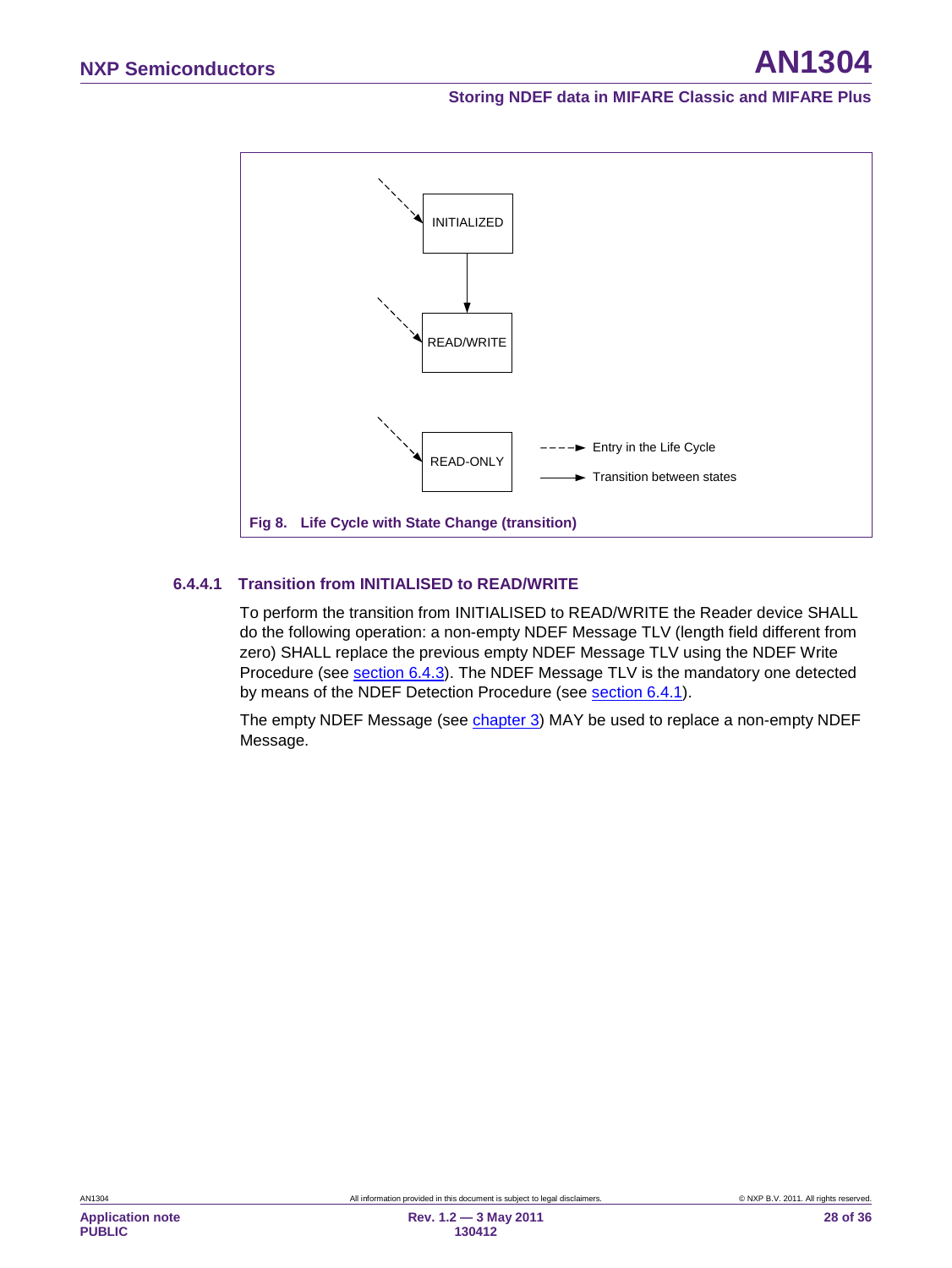INITIALIZED

READ/WRITE

READ-ONLY

Entry in the Life Cycle

Transition between states

**Fig 8. Life Cycle with State Change (transition)**

#### 6.4.4.1 Transition from INITIALISED to READ/WRITE

To perform the transition from INITIALISED to READ/WRITE the Reader device SHALL do the following operation: a non-empty NDEF Message TLV (length field different from zero) SHALL replace the previous empty NDEF Message TLV using the NDEF Write Procedure (see section 6.4.3). The NDEF Message TLV is the mandatory one detected by means of the NDEF Detection Procedure (see section 6.4.1).

The empty NDEF Message (see chapter 3) MAY be used to replace a non-empty NDEF Message.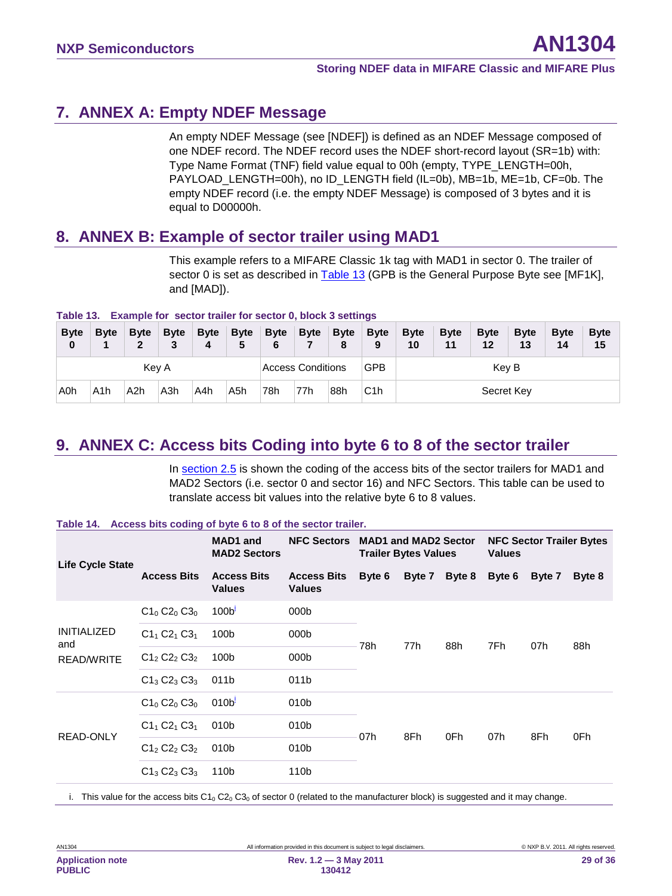## 7. ANNEX A: Empty NDEF Message

An empty NDEF Message (see [NDEF]) is defined as an NDEF Message composed of one NDEF record. The NDEF record uses the NDEF short-record layout (SR=1b) with: Type Name Format (TNF) field value equal to 00h (empty, TYPE_LENGTH=00h, PAYLOAD_LENGTH=00h), no ID_LENGTH field (IL=0b), MB=1b, ME=1b, CF=0b. The empty NDEF record (i.e. the empty NDEF Message) is composed of 3 bytes and it is equal to D00000h.

## 8. ANNEX B: Example of sector trailer using MAD1

This example refers to a MIFARE Classic 1k tag with MAD1 in sector 0. The trailer of sector 0 is set as described in Table 13 (GPB is the General Purpose Byte see [MF1K], and [MAD]).

**Table 13. Example for sector trailer for sector 0, block 3 settings**

| Byte 0 | Byte 1 | Byte 2 | Byte 3 | Byte 4 | Byte 5 | Byte 6 | Byte 7 | Byte 8 | Byte 9 | Byte 10 | Byte 11 | Byte 12 | Byte 13 | Byte 14 | Byte 15 |
|---|---|---|---|---|---|---|---|---|---|---|---|---|---|---|---|
| Key A | | | | | | Access Conditions | | | GPB | Key B | | | | | |
| A0h | A1h | A2h | A3h | A4h | A5h | 78h | 77h | 88h | C1h | Secret Key | | | | | |

## 9. ANNEX C: Access bits Coding into byte 6 to 8 of the sector trailer

In section 2.5 is shown the coding of the access bits of the sector trailers for MAD1 and MAD2 Sectors (i.e. sector 0 and sector 16) and NFC Sectors. This table can be used to translate access bit values into the relative byte 6 to 8 values.

**Table 14. Access bits coding of byte 6 to 8 of the sector trailer.**

| Life Cycle State | | MAD1 and MAD2 Sectors | NFC Sectors | MAD1 and MAD2 Sector Trailer Bytes Values | | | NFC Sector Trailer Bytes Values | | |
|---|---|---|---|---|---|---|---|---|---|
| | Access Bits | Access Bits Values | Access Bits Values | Byte 6 | Byte 7 | Byte 8 | Byte 6 | Byte 7 | Byte 8 |
| INITIALIZED and READ/WRITE | $C1_0$ $C2_0$ $C3_0$ | 100b[i] | 000b | 78h | 77h | 88h | 7Fh | 07h | 88h |
| | $C1_1$ $C2_1$ $C3_1$ | 100b | 000b | | | | | | |
| | $C1_2$ $C2_2$ $C3_2$ | 100b | 000b | | | | | | |
| | $C1_3$ $C2_3$ $C3_3$ | 011b | 011b | | | | | | |
| READ-ONLY | $C1_0$ $C2_0$ $C3_0$ | 010b[i] | 010b | 07h | 8Fh | 0Fh | 07h | 8Fh | 0Fh |
| | $C1_1$ $C2_1$ $C3_1$ | 010b | 010b | | | | | | |
| | $C1_2$ $C2_2$ $C3_2$ | 010b | 010b | | | | | | |
| | $C1_3$ $C2_3$ $C3_3$ | 110b | 110b | | | | | | |

i. This value for the access bits $C1_0$ $C2_0$ $C3_0$ of sector 0 (related to the manufacturer block) is suggested and it may change.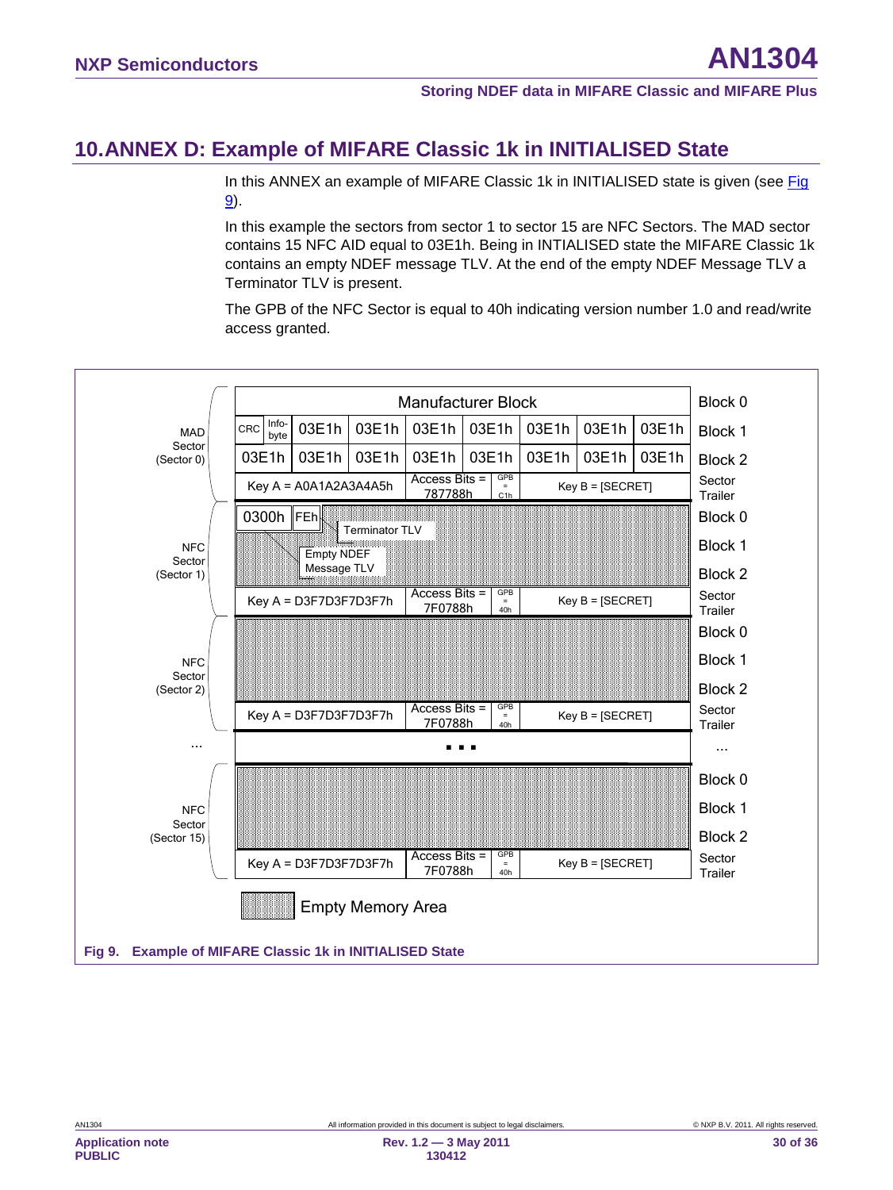# 10. ANNEX D: Example of MIFARE Classic 1k in INITIALISED State

In this ANNEX an example of MIFARE Classic 1k in INITIALISED state is given (see Fig 9).

In this example the sectors from sector 1 to sector 15 are NFC Sectors. The MAD sector contains 15 NFC AID equal to 03E1h. Being in INTIALISED state the MIFARE Classic 1k contains an empty NDEF message TLV. At the end of the empty NDEF Message TLV a Terminator TLV is present.

The GPB of the NFC Sector is equal to 40h indicating version number 1.0 and read/write access granted.

| Sector | Content | | | | | | | | | Block |
|---|---|---|---|---|---|---|---|---|---|---|
| MAD Sector (Sector 0) | Manufacturer Block | | | | | | | | | Block 0 |
| | CRC | Info-byte | 03E1h | 03E1h | 03E1h | 03E1h | 03E1h | 03E1h | 03E1h | Block 1 |
| | 03E1h | | 03E1h | 03E1h | 03E1h | 03E1h | 03E1h | 03E1h | 03E1h | Block 2 |
| | Key A = A0A1A2A3A4A5h | | | Access Bits = 787788h | GPB = C1h | Key B = [SECRET] | | | | Sector Trailer |
| NFC Sector (Sector 1) | 0300h (Empty NDEF Message TLV) | | FEh (Terminator TLV) | Empty Memory Area | | | | | | Block 0 |
| | Empty Memory Area | | | | | | | | | Block 1 |
| | Empty Memory Area | | | | | | | | | Block 2 |
| | Key A = D3F7D3F7D3F7h | | | Access Bits = 7F0788h | GPB = 40h | Key B = [SECRET] | | | | Sector Trailer |
| NFC Sector (Sector 2) | Empty Memory Area | | | | | | | | | Block 0 |
| | Empty Memory Area | | | | | | | | | Block 1 |
| | Empty Memory Area | | | | | | | | | Block 2 |
| | Key A = D3F7D3F7D3F7h | | | Access Bits = 7F0788h | GPB = 40h | Key B = [SECRET] | | | | Sector Trailer |
| ... | ... | | | | | | | | | ... |
| NFC Sector (Sector 15) | Empty Memory Area | | | | | | | | | Block 0 |
| | Empty Memory Area | | | | | | | | | Block 1 |
| | Empty Memory Area | | | | | | | | | Block 2 |
| | Key A = D3F7D3F7D3F7h | | | Access Bits = 7F0788h | GPB = 40h | Key B = [SECRET] | | | | Sector Trailer |

Fig 9. Example of MIFARE Classic 1k in INITIALISED State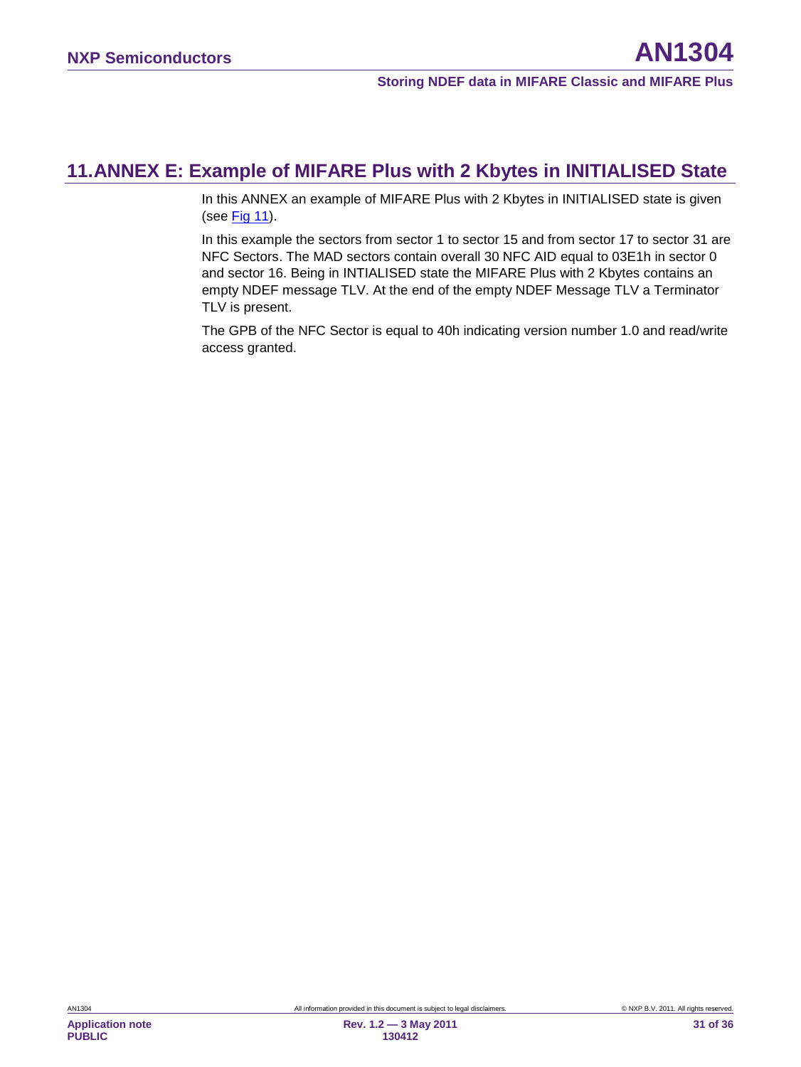# 11. ANNEX E: Example of MIFARE Plus with 2 Kbytes in INITIALISED State

In this ANNEX an example of MIFARE Plus with 2 Kbytes in INITIALISED state is given (see Fig 11).

In this example the sectors from sector 1 to sector 15 and from sector 17 to sector 31 are NFC Sectors. The MAD sectors contain overall 30 NFC AID equal to 03E1h in sector 0 and sector 16. Being in INTIALISED state the MIFARE Plus with 2 Kbytes contains an empty NDEF message TLV. At the end of the empty NDEF Message TLV a Terminator TLV is present.

The GPB of the NFC Sector is equal to 40h indicating version number 1.0 and read/write access granted.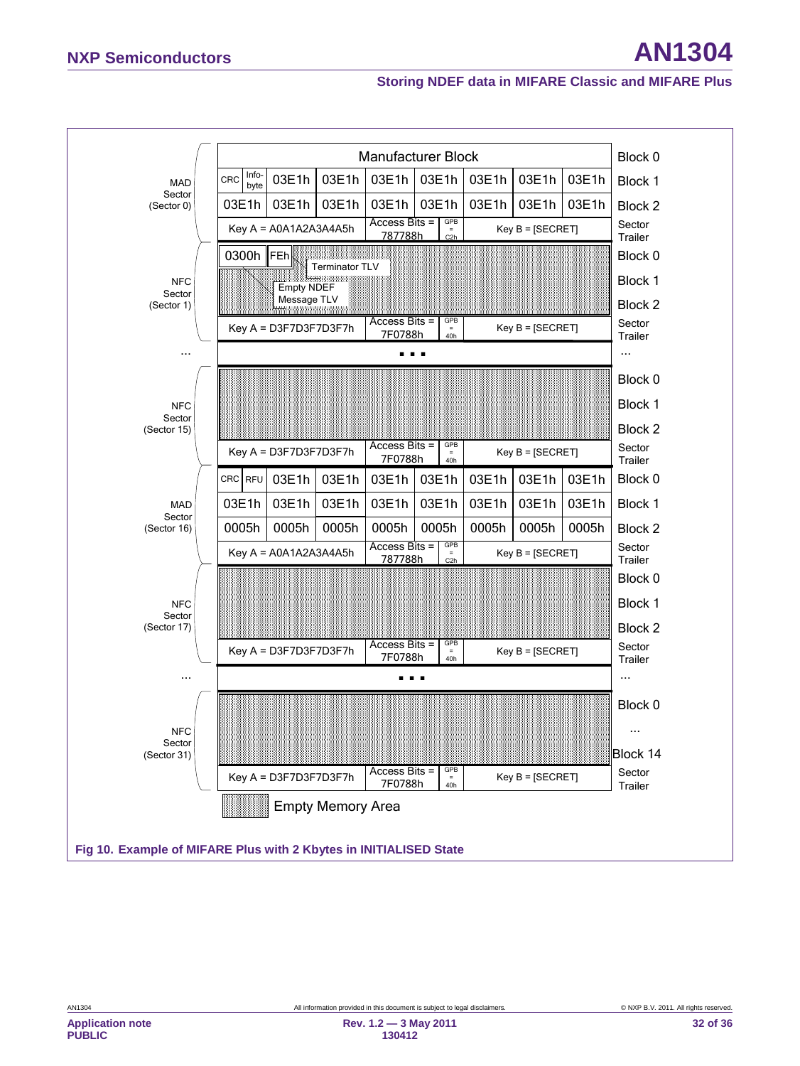| Sector | | | | | | | | | Block |
|---|---|---|---|---|---|---|---|---|---|
| MAD Sector (Sector 0) | Manufacturer Block | | | | | | | | Block 0 |
| | CRC / Info-byte | 03E1h | 03E1h | 03E1h | 03E1h | 03E1h | 03E1h | 03E1h | Block 1 |
| | 03E1h | 03E1h | 03E1h | 03E1h | 03E1h | 03E1h | 03E1h | 03E1h | Block 2 |
| | Key A = A0A1A2A3A4A5h | | | Access Bits = 787788h | GPB = C2h | Key B = [SECRET] | | | Sector Trailer |
| NFC Sector (Sector 1) | 0300h (Empty NDEF Message TLV) | FEh (Terminator TLV) | | | | | | | Block 0 |
| | | | | | | | | | Block 1 |
| | | | | | | | | | Block 2 |
| | Key A = D3F7D3F7D3F7h | | | Access Bits = 7F0788h | GPB = 40h | Key B = [SECRET] | | | Sector Trailer |
| ... | ... | | | | | | | | ... |
| NFC Sector (Sector 15) | | | | | | | | | Block 0 |
| | | | | | | | | | Block 1 |
| | | | | | | | | | Block 2 |
| | Key A = D3F7D3F7D3F7h | | | Access Bits = 7F0788h | GPB = 40h | Key B = [SECRET] | | | Sector Trailer |
| MAD Sector (Sector 16) | CRC / RFU | 03E1h | 03E1h | 03E1h | 03E1h | 03E1h | 03E1h | 03E1h | Block 0 |
| | 03E1h | 03E1h | 03E1h | 03E1h | 03E1h | 03E1h | 03E1h | 03E1h | Block 1 |
| | 0005h | 0005h | 0005h | 0005h | 0005h | 0005h | 0005h | 0005h | Block 2 |
| | Key A = A0A1A2A3A4A5h | | | Access Bits = 787788h | GPB = C2h | Key B = [SECRET] | | | Sector Trailer |
| NFC Sector (Sector 17) | | | | | | | | | Block 0 |
| | | | | | | | | | Block 1 |
| | | | | | | | | | Block 2 |
| | Key A = D3F7D3F7D3F7h | | | Access Bits = 7F0788h | GPB = 40h | Key B = [SECRET] | | | Sector Trailer |
| ... | ... | | | | | | | | ... |
| NFC Sector (Sector 31) | | | | | | | | | Block 0 |
| | | | | | | | | | ... |
| | | | | | | | | | Block 14 |
| | Key A = D3F7D3F7D3F7h | | | Access Bits = 7F0788h | GPB = 40h | Key B = [SECRET] | | | Sector Trailer |

(Shaded area: Empty Memory Area)

**Fig 10. Example of MIFARE Plus with 2 Kbytes in INITIALISED State**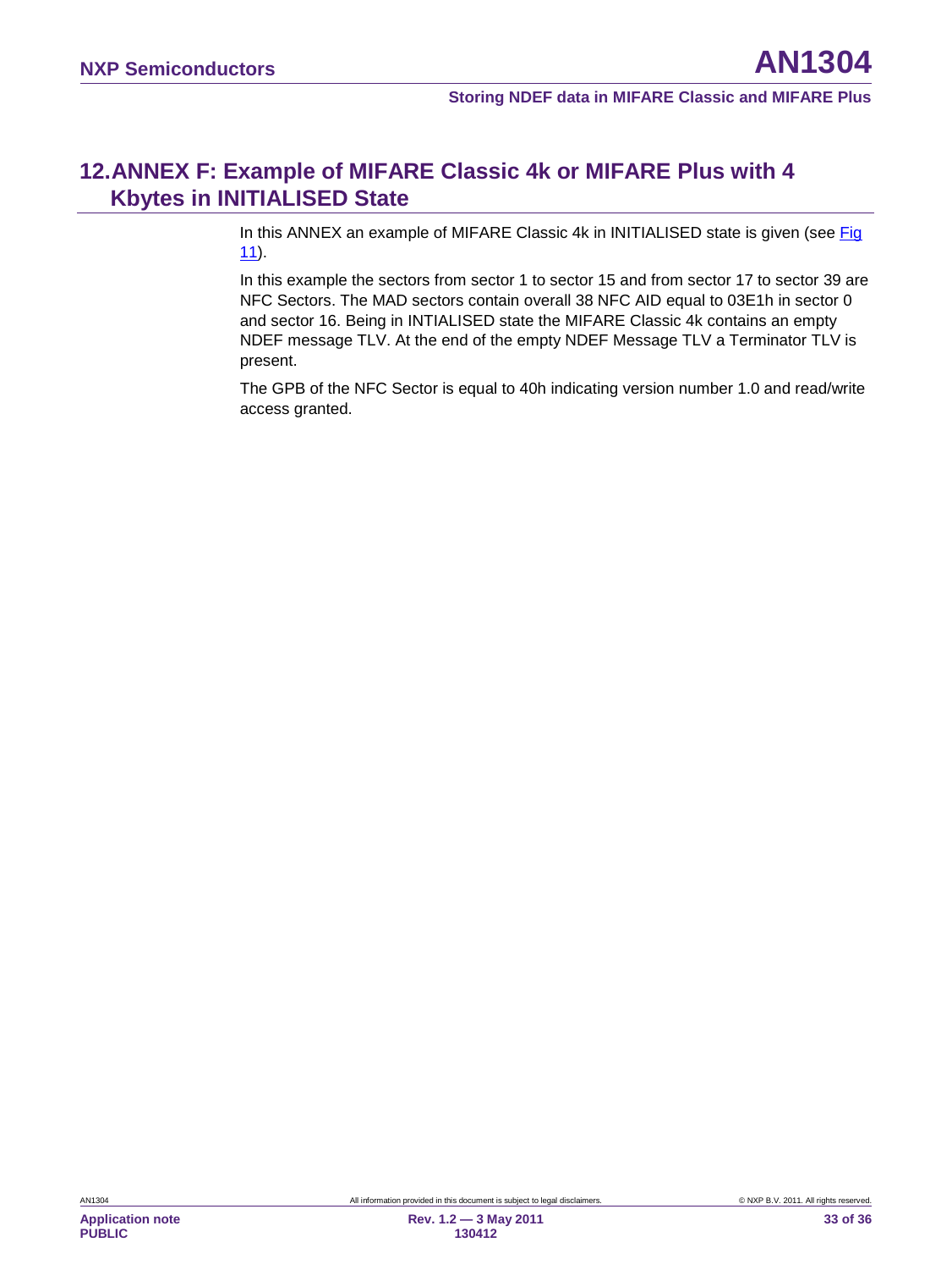# 12. ANNEX F: Example of MIFARE Classic 4k or MIFARE Plus with 4 Kbytes in INITIALISED State

In this ANNEX an example of MIFARE Classic 4k in INITIALISED state is given (see Fig 11).

In this example the sectors from sector 1 to sector 15 and from sector 17 to sector 39 are NFC Sectors. The MAD sectors contain overall 38 NFC AID equal to 03E1h in sector 0 and sector 16. Being in INTIALISED state the MIFARE Classic 4k contains an empty NDEF message TLV. At the end of the empty NDEF Message TLV a Terminator TLV is present.

The GPB of the NFC Sector is equal to 40h indicating version number 1.0 and read/write access granted.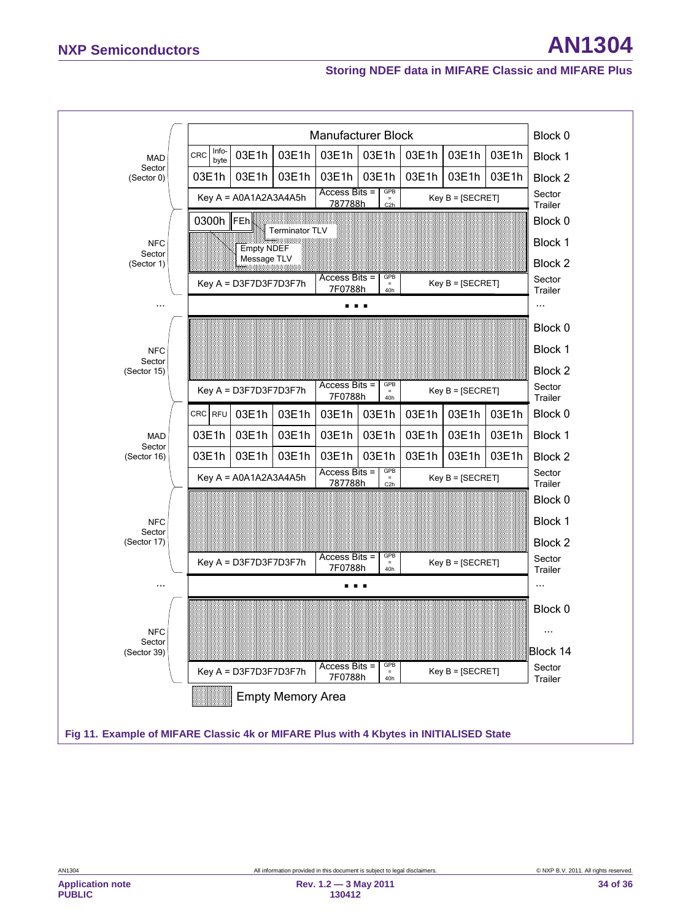| Sector | Content | | | | | | | | Block |
|---|---|---|---|---|---|---|---|---|---|
| MAD Sector (Sector 0) | Manufacturer Block | | | | | | | | Block 0 |
| | CRC | Info-byte | 03E1h | 03E1h | 03E1h | 03E1h | 03E1h | 03E1h | Block 1 |
| | 03E1h | | 03E1h | 03E1h | 03E1h | 03E1h | 03E1h | 03E1h | Block 2 |
| | Key A = A0A1A2A3A4A5h | | | Access Bits = 787788h | GPB = C2h | Key B = [SECRET] | | | Sector Trailer |
| NFC Sector (Sector 1) | 0300h (Empty NDEF Message TLV) | FEh (Terminator TLV) | | | | | | | Block 0 |
| | | | | | | | | | Block 1 |
| | | | | | | | | | Block 2 |
| | Key A = D3F7D3F7D3F7h | | | Access Bits = 7F0788h | GPB = 40h | Key B = [SECRET] | | | Sector Trailer |
| ... | ... | | | | | | | | ... |
| NFC Sector (Sector 15) | | | | | | | | | Block 0 |
| | | | | | | | | | Block 1 |
| | | | | | | | | | Block 2 |
| | Key A = D3F7D3F7D3F7h | | | Access Bits = 7F0788h | GPB = 40h | Key B = [SECRET] | | | Sector Trailer |
| MAD Sector (Sector 16) | CRC | RFU | 03E1h | 03E1h | 03E1h | 03E1h | 03E1h | 03E1h | Block 0 |
| | 03E1h | | 03E1h | 03E1h | 03E1h | 03E1h | 03E1h | 03E1h | Block 1 |
| | 03E1h | | 03E1h | 03E1h | 03E1h | 03E1h | 03E1h | 03E1h | Block 2 |
| | Key A = A0A1A2A3A4A5h | | | Access Bits = 787788h | GPB = C2h | Key B = [SECRET] | | | Sector Trailer |
| NFC Sector (Sector 17) | | | | | | | | | Block 0 |
| | | | | | | | | | Block 1 |
| | | | | | | | | | Block 2 |
| | Key A = D3F7D3F7D3F7h | | | Access Bits = 7F0788h | GPB = 40h | Key B = [SECRET] | | | Sector Trailer |
| ... | ... | | | | | | | | ... |
| NFC Sector (Sector 39) | | | | | | | | | Block 0 |
| | | | | | | | | | ... |
| | | | | | | | | | Block 14 |
| | Key A = D3F7D3F7D3F7h | | | Access Bits = 7F0788h | GPB = 40h | Key B = [SECRET] | | | Sector Trailer |

(Shaded/empty cells: Empty Memory Area)

**Fig 11. Example of MIFARE Classic 4k or MIFARE Plus with 4 Kbytes in INITIALISED State**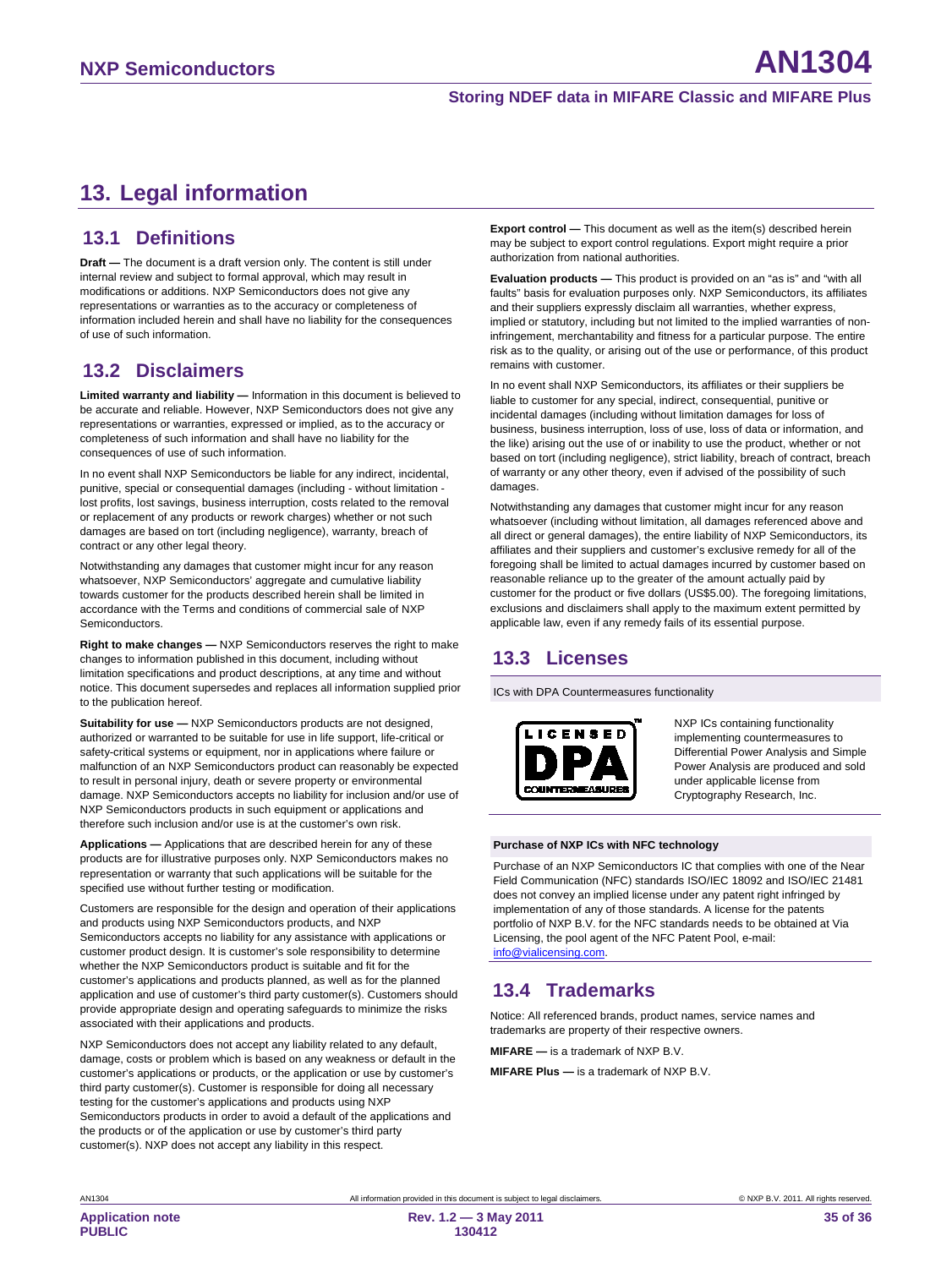# 13. Legal information

## 13.1 Definitions

**Draft —** The document is a draft version only. The content is still under internal review and subject to formal approval, which may result in modifications or additions. NXP Semiconductors does not give any representations or warranties as to the accuracy or completeness of information included herein and shall have no liability for the consequences of use of such information.

## 13.2 Disclaimers

**Limited warranty and liability —** Information in this document is believed to be accurate and reliable. However, NXP Semiconductors does not give any representations or warranties, expressed or implied, as to the accuracy or completeness of such information and shall have no liability for the consequences of use of such information.

In no event shall NXP Semiconductors be liable for any indirect, incidental, punitive, special or consequential damages (including - without limitation - lost profits, lost savings, business interruption, costs related to the removal or replacement of any products or rework charges) whether or not such damages are based on tort (including negligence), warranty, breach of contract or any other legal theory.

Notwithstanding any damages that customer might incur for any reason whatsoever, NXP Semiconductors' aggregate and cumulative liability towards customer for the products described herein shall be limited in accordance with the Terms and conditions of commercial sale of NXP Semiconductors.

**Right to make changes —** NXP Semiconductors reserves the right to make changes to information published in this document, including without limitation specifications and product descriptions, at any time and without notice. This document supersedes and replaces all information supplied prior to the publication hereof.

**Suitability for use —** NXP Semiconductors products are not designed, authorized or warranted to be suitable for use in life support, life-critical or safety-critical systems or equipment, nor in applications where failure or malfunction of an NXP Semiconductors product can reasonably be expected to result in personal injury, death or severe property or environmental damage. NXP Semiconductors accepts no liability for inclusion and/or use of NXP Semiconductors products in such equipment or applications and therefore such inclusion and/or use is at the customer's own risk.

**Applications —** Applications that are described herein for any of these products are for illustrative purposes only. NXP Semiconductors makes no representation or warranty that such applications will be suitable for the specified use without further testing or modification.

Customers are responsible for the design and operation of their applications and products using NXP Semiconductors products, and NXP Semiconductors accepts no liability for any assistance with applications or customer product design. It is customer's sole responsibility to determine whether the NXP Semiconductors product is suitable and fit for the customer's applications and products planned, as well as for the planned application and use of customer's third party customer(s). Customers should provide appropriate design and operating safeguards to minimize the risks associated with their applications and products.

NXP Semiconductors does not accept any liability related to any default, damage, costs or problem which is based on any weakness or default in the customer's applications or products, or the application or use by customer's third party customer(s). Customer is responsible for doing all necessary testing for the customer's applications and products using NXP Semiconductors products in order to avoid a default of the applications and the products or of the application or use by customer's third party customer(s). NXP does not accept any liability in this respect.

**Export control —** This document as well as the item(s) described herein may be subject to export control regulations. Export might require a prior authorization from national authorities.

**Evaluation products —** This product is provided on an "as is" and "with all faults" basis for evaluation purposes only. NXP Semiconductors, its affiliates and their suppliers expressly disclaim all warranties, whether express, implied or statutory, including but not limited to the implied warranties of non-infringement, merchantability and fitness for a particular purpose. The entire risk as to the quality, or arising out of the use or performance, of this product remains with customer.

In no event shall NXP Semiconductors, its affiliates or their suppliers be liable to customer for any special, indirect, consequential, punitive or incidental damages (including without limitation damages for loss of business, business interruption, loss of use, loss of data or information, and the like) arising out the use of or inability to use the product, whether or not based on tort (including negligence), strict liability, breach of contract, breach of warranty or any other theory, even if advised of the possibility of such damages.

Notwithstanding any damages that customer might incur for any reason whatsoever (including without limitation, all damages referenced above and all direct or general damages), the entire liability of NXP Semiconductors, its affiliates and their suppliers and customer's exclusive remedy for all of the foregoing shall be limited to actual damages incurred by customer based on reasonable reliance up to the greater of the amount actually paid by customer for the product or five dollars (US$5.00). The foregoing limitations, exclusions and disclaimers shall apply to the maximum extent permitted by applicable law, even if any remedy fails of its essential purpose.

## 13.3 Licenses

ICs with DPA Countermeasures functionality

LICENSED DPA COUNTERMEASURES™

NXP ICs containing functionality implementing countermeasures to Differential Power Analysis and Simple Power Analysis are produced and sold under applicable license from Cryptography Research, Inc.

**Purchase of NXP ICs with NFC technology**

Purchase of an NXP Semiconductors IC that complies with one of the Near Field Communication (NFC) standards ISO/IEC 18092 and ISO/IEC 21481 does not convey an implied license under any patent right infringed by implementation of any of those standards. A license for the patents portfolio of NXP B.V. for the NFC standards needs to be obtained at Via Licensing, the pool agent of the NFC Patent Pool, e-mail: info@vialicensing.com.

## 13.4 Trademarks

Notice: All referenced brands, product names, service names and trademarks are property of their respective owners.

**MIFARE —** is a trademark of NXP B.V.

**MIFARE Plus —** is a trademark of NXP B.V.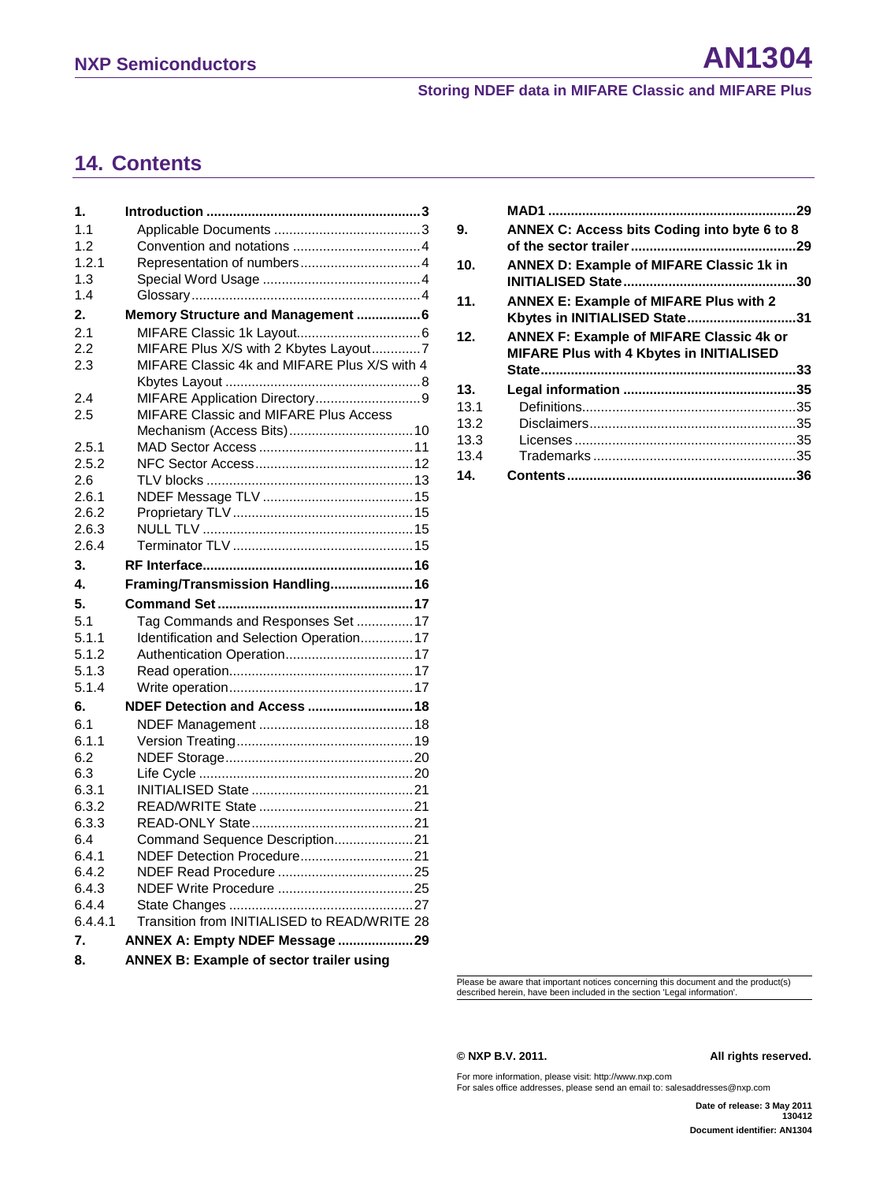# 14. Contents

| | | |
|---|---|---|
| **1.** | **Introduction** | **3** |
| 1.1 | Applicable Documents | 3 |
| 1.2 | Convention and notations | 4 |
| 1.2.1 | Representation of numbers | 4 |
| 1.3 | Special Word Usage | 4 |
| 1.4 | Glossary | 4 |
| **2.** | **Memory Structure and Management** | **6** |
| 2.1 | MIFARE Classic 1k Layout | 6 |
| 2.2 | MIFARE Plus X/S with 2 Kbytes Layout | 7 |
| 2.3 | MIFARE Classic 4k and MIFARE Plus X/S with 4 Kbytes Layout | 8 |
| 2.4 | MIFARE Application Directory | 9 |
| 2.5 | MIFARE Classic and MIFARE Plus Access Mechanism (Access Bits) | 10 |
| 2.5.1 | MAD Sector Access | 11 |
| 2.5.2 | NFC Sector Access | 12 |
| 2.6 | TLV blocks | 13 |
| 2.6.1 | NDEF Message TLV | 15 |
| 2.6.2 | Proprietary TLV | 15 |
| 2.6.3 | NULL TLV | 15 |
| 2.6.4 | Terminator TLV | 15 |
| **3.** | **RF Interface** | **16** |
| **4.** | **Framing/Transmission Handling** | **16** |
| **5.** | **Command Set** | **17** |
| 5.1 | Tag Commands and Responses Set | 17 |
| 5.1.1 | Identification and Selection Operation | 17 |
| 5.1.2 | Authentication Operation | 17 |
| 5.1.3 | Read operation | 17 |
| 5.1.4 | Write operation | 17 |
| **6.** | **NDEF Detection and Access** | **18** |
| 6.1 | NDEF Management | 18 |
| 6.1.1 | Version Treating | 19 |
| 6.2 | NDEF Storage | 20 |
| 6.3 | Life Cycle | 20 |
| 6.3.1 | INITIALISED State | 21 |
| 6.3.2 | READ/WRITE State | 21 |
| 6.3.3 | READ-ONLY State | 21 |
| 6.4 | Command Sequence Description | 21 |
| 6.4.1 | NDEF Detection Procedure | 21 |
| 6.4.2 | NDEF Read Procedure | 25 |
| 6.4.3 | NDEF Write Procedure | 25 |
| 6.4.4 | State Changes | 27 |
| 6.4.4.1 | Transition from INITIALISED to READ/WRITE | 28 |
| **7.** | **ANNEX A: Empty NDEF Message** | **29** |
| **8.** | **ANNEX B: Example of sector trailer using MAD1** | **29** |
| **9.** | **ANNEX C: Access bits Coding into byte 6 to 8 of the sector trailer** | **29** |
| **10.** | **ANNEX D: Example of MIFARE Classic 1k in INITIALISED State** | **30** |
| **11.** | **ANNEX E: Example of MIFARE Plus with 2 Kbytes in INITIALISED State** | **31** |
| **12.** | **ANNEX F: Example of MIFARE Classic 4k or MIFARE Plus with 4 Kbytes in INITIALISED State** | **33** |
| **13.** | **Legal information** | **35** |
| 13.1 | Definitions | 35 |
| 13.2 | Disclaimers | 35 |
| 13.3 | Licenses | 35 |
| 13.4 | Trademarks | 35 |
| **14.** | **Contents** | **36** |

Please be aware that important notices concerning this document and the product(s) described herein, have been included in the section 'Legal information'.

**© NXP B.V. 2011. All rights reserved.**

For more information, please visit: http://www.nxp.com
For sales office addresses, please send an email to: salesaddresses@nxp.com

**Date of release: 3 May 2011**
**130412**

**Document identifier: AN1304**